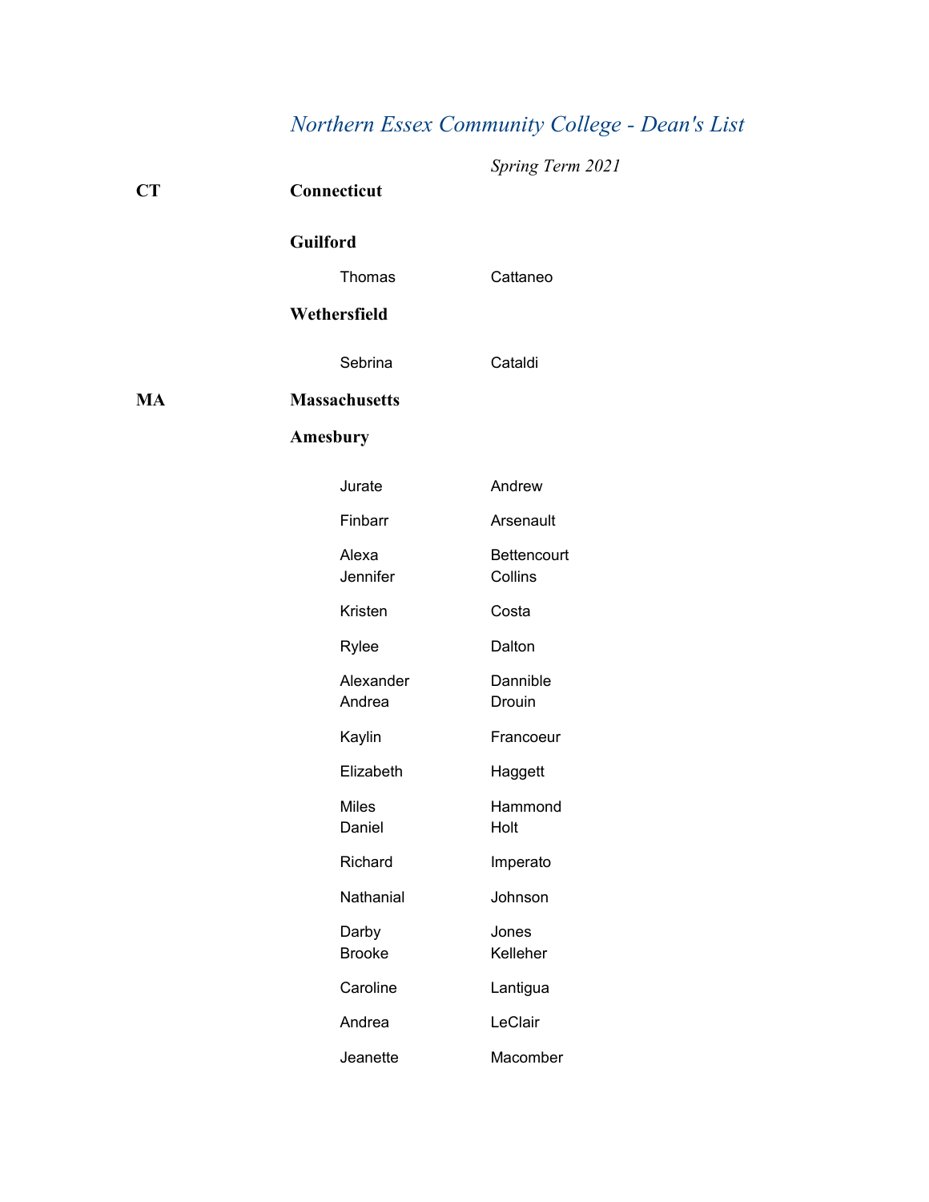# *Northern Essex Community College - Dean's List*

*Spring Term 2021*

## CT Connecticut

### Guilford

| | |
|---|---|
| Thomas | Cattaneo |

### Wethersfield

| | |
|---|---|
| Sebrina | Cataldi |

## MA Massachusetts

### Amesbury

| | |
|---|---|
| Jurate | Andrew |
| Finbarr | Arsenault |
| Alexa | Bettencourt |
| Jennifer | Collins |
| Kristen | Costa |
| Rylee | Dalton |
| Alexander | Dannible |
| Andrea | Drouin |
| Kaylin | Francoeur |
| Elizabeth | Haggett |
| Miles | Hammond |
| Daniel | Holt |
| Richard | Imperato |
| Nathanial | Johnson |
| Darby | Jones |
| Brooke | Kelleher |
| Caroline | Lantigua |
| Andrea | LeClair |
| Jeanette | Macomber |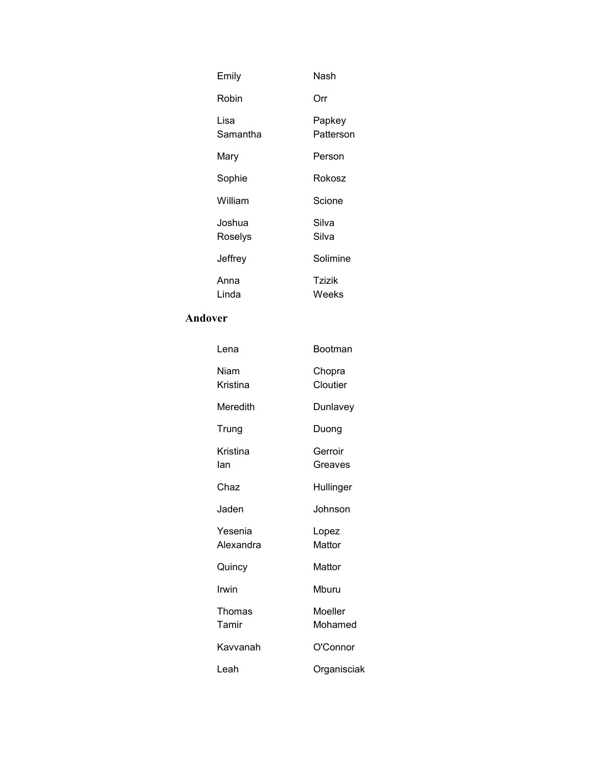| | |
|---|---|
| Emily | Nash |
| Robin | Orr |
| Lisa | Papkey |
| Samantha | Patterson |
| Mary | Person |
| Sophie | Rokosz |
| William | Scione |
| Joshua | Silva |
| Roselys | Silva |
| Jeffrey | Solimine |
| Anna | Tzizik |
| Linda | Weeks |

## Andover

| | |
|---|---|
| Lena | Bootman |
| Niam | Chopra |
| Kristina | Cloutier |
| Meredith | Dunlavey |
| Trung | Duong |
| Kristina | Gerroir |
| Ian | Greaves |
| Chaz | Hullinger |
| Jaden | Johnson |
| Yesenia | Lopez |
| Alexandra | Mattor |
| Quincy | Mattor |
| Irwin | Mburu |
| Thomas | Moeller |
| Tamir | Mohamed |
| Kavvanah | O'Connor |
| Leah | Organisciak |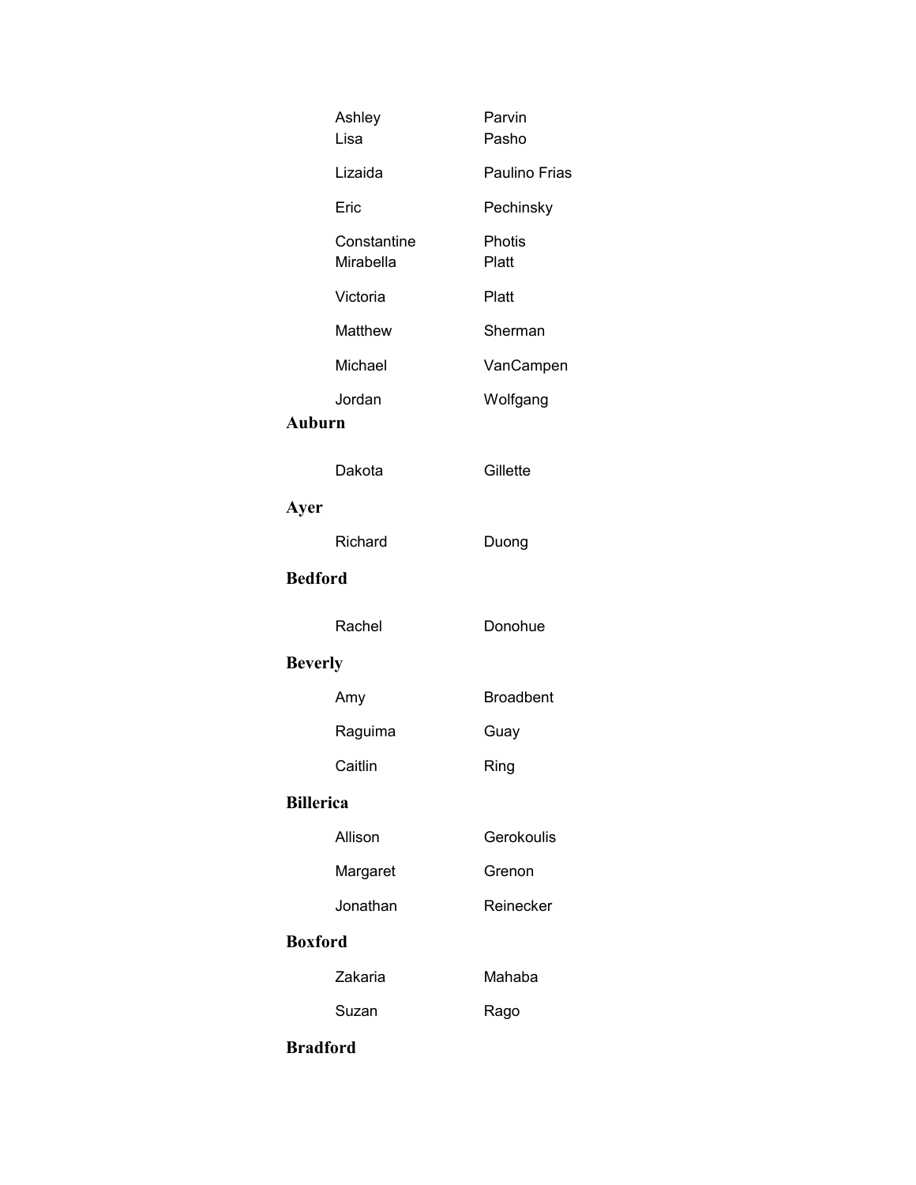| | |
|---|---|
| Ashley | Parvin |
| Lisa | Pasho |
| Lizaida | Paulino Frias |
| Eric | Pechinsky |
| Constantine | Photis |
| Mirabella | Platt |
| Victoria | Platt |
| Matthew | Sherman |
| Michael | VanCampen |
| Jordan | Wolfgang |

**Auburn**

| | |
|---|---|
| Dakota | Gillette |

**Ayer**

| | |
|---|---|
| Richard | Duong |

**Bedford**

| | |
|---|---|
| Rachel | Donohue |

**Beverly**

| | |
|---|---|
| Amy | Broadbent |
| Raguima | Guay |
| Caitlin | Ring |

**Billerica**

| | |
|---|---|
| Allison | Gerokoulis |
| Margaret | Grenon |
| Jonathan | Reinecker |

**Boxford**

| | |
|---|---|
| Zakaria | Mahaba |
| Suzan | Rago |

**Bradford**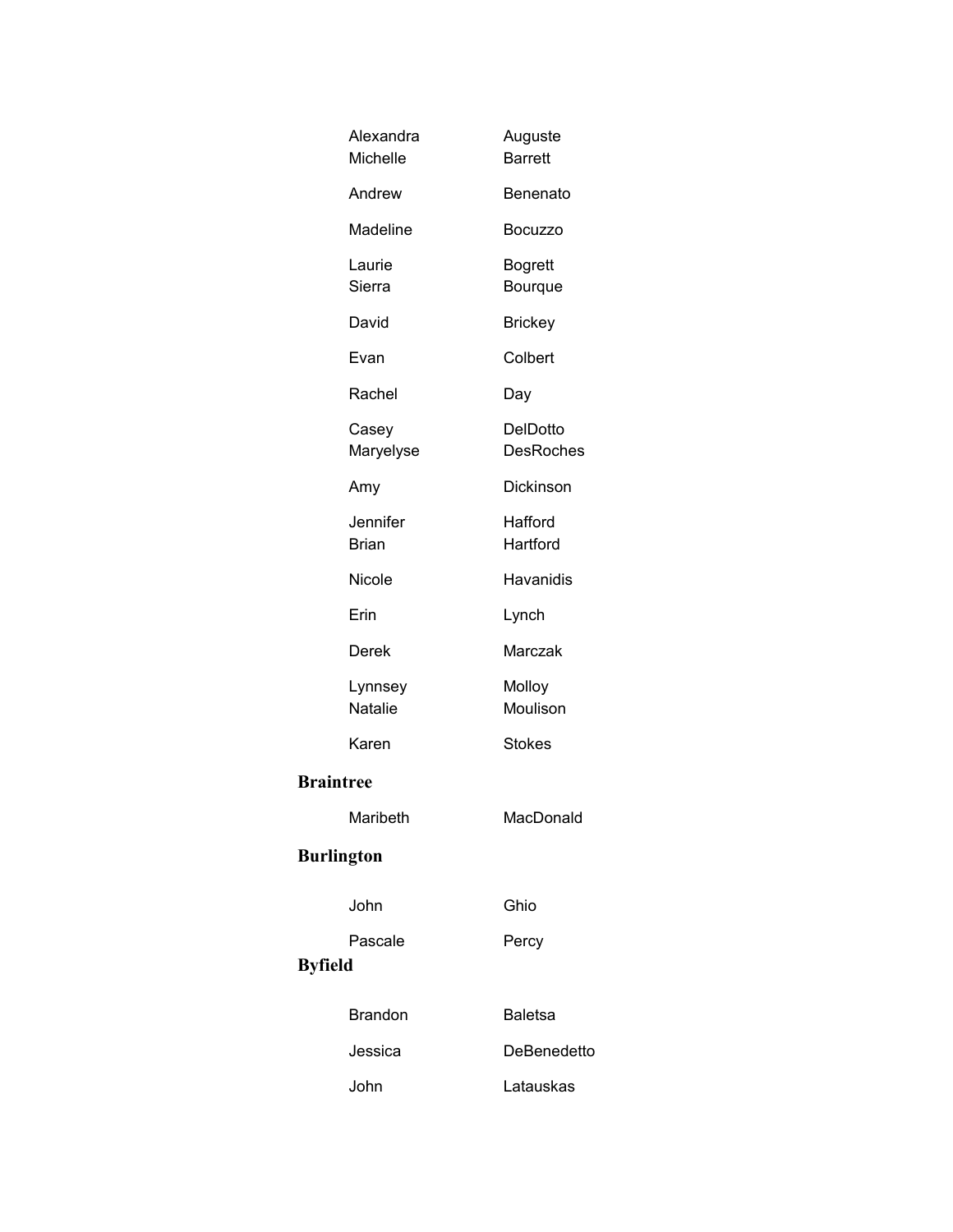| | |
|---|---|
| Alexandra | Auguste |
| Michelle | Barrett |
| Andrew | Benenato |
| Madeline | Bocuzzo |
| Laurie | Bogrett |
| Sierra | Bourque |
| David | Brickey |
| Evan | Colbert |
| Rachel | Day |
| Casey | DelDotto |
| Maryelyse | DesRoches |
| Amy | Dickinson |
| Jennifer | Hafford |
| Brian | Hartford |
| Nicole | Havanidis |
| Erin | Lynch |
| Derek | Marczak |
| Lynnsey | Molloy |
| Natalie | Moulison |
| Karen | Stokes |

**Braintree**

| | |
|---|---|
| Maribeth | MacDonald |

**Burlington**

| | |
|---|---|
| John | Ghio |
| Pascale | Percy |

**Byfield**

| | |
|---|---|
| Brandon | Baletsa |
| Jessica | DeBenedetto |
| John | Latauskas |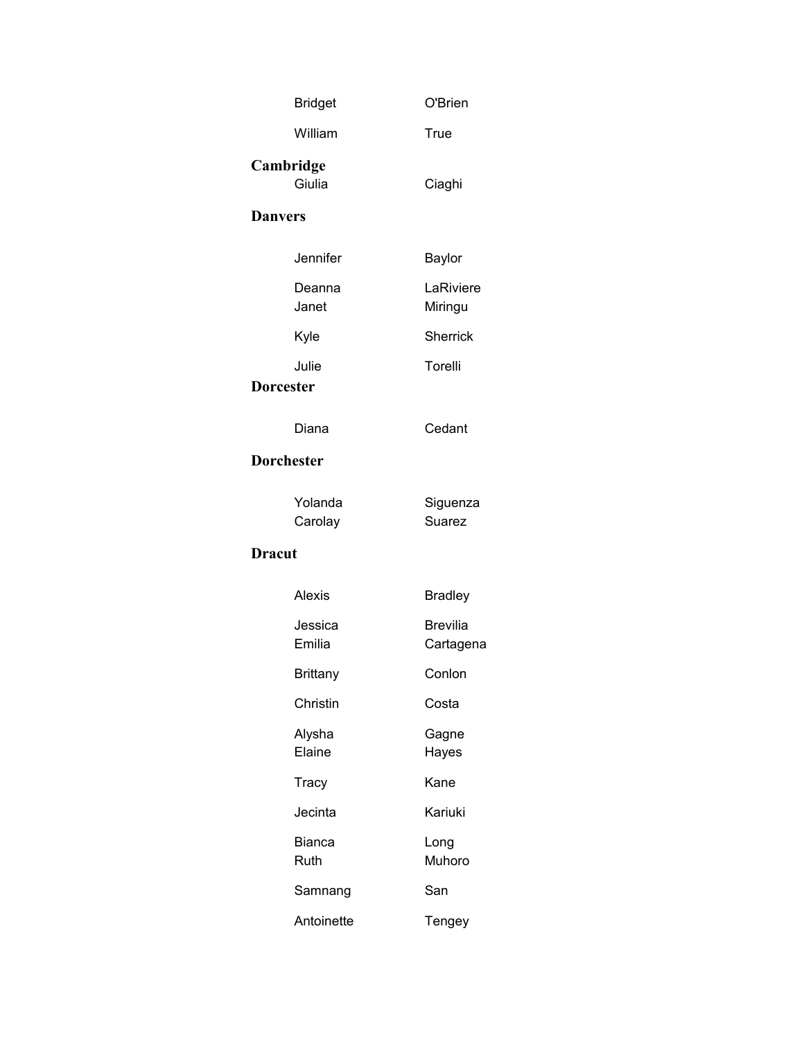| | |
|---|---|
| Bridget | O'Brien |
| William | True |

**Cambridge**

| | |
|---|---|
| Giulia | Ciaghi |

**Danvers**

| | |
|---|---|
| Jennifer | Baylor |
| Deanna | LaRiviere |
| Janet | Miringu |
| Kyle | Sherrick |
| Julie | Torelli |

**Dorcester**

| | |
|---|---|
| Diana | Cedant |

**Dorchester**

| | |
|---|---|
| Yolanda | Siguenza |
| Carolay | Suarez |

**Dracut**

| | |
|---|---|
| Alexis | Bradley |
| Jessica | Brevilia |
| Emilia | Cartagena |
| Brittany | Conlon |
| Christin | Costa |
| Alysha | Gagne |
| Elaine | Hayes |
| Tracy | Kane |
| Jecinta | Kariuki |
| Bianca | Long |
| Ruth | Muhoro |
| Samnang | San |
| Antoinette | Tengey |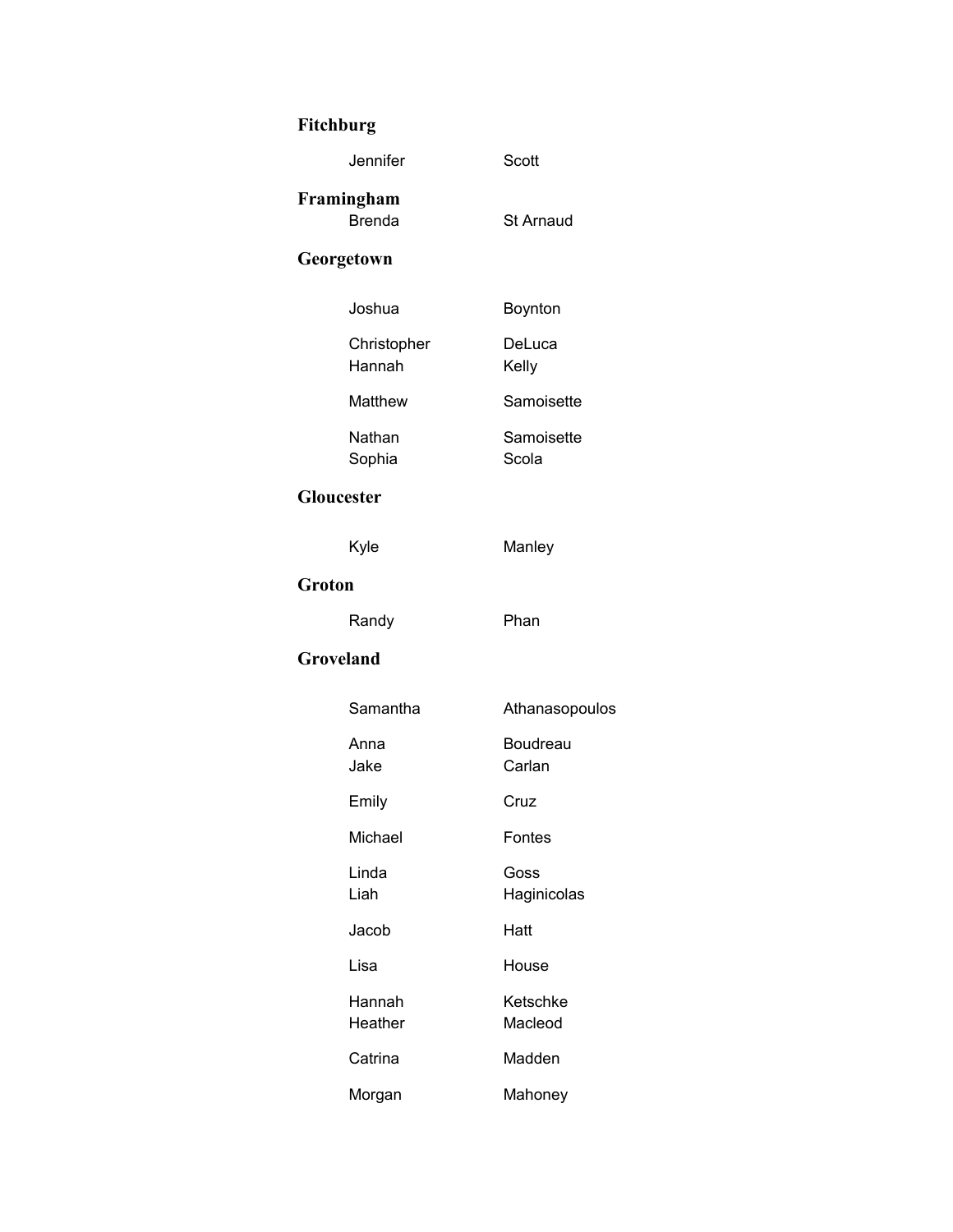## Fitchburg

| | |
|---|---|
| Jennifer | Scott |

## Framingham

| | |
|---|---|
| Brenda | St Arnaud |

## Georgetown

| | |
|---|---|
| Joshua | Boynton |
| Christopher | DeLuca |
| Hannah | Kelly |
| Matthew | Samoisette |
| Nathan | Samoisette |
| Sophia | Scola |

## Gloucester

| | |
|---|---|
| Kyle | Manley |

## Groton

| | |
|---|---|
| Randy | Phan |

## Groveland

| | |
|---|---|
| Samantha | Athanasopoulos |
| Anna | Boudreau |
| Jake | Carlan |
| Emily | Cruz |
| Michael | Fontes |
| Linda | Goss |
| Liah | Haginicolas |
| Jacob | Hatt |
| Lisa | House |
| Hannah | Ketschke |
| Heather | Macleod |
| Catrina | Madden |
| Morgan | Mahoney |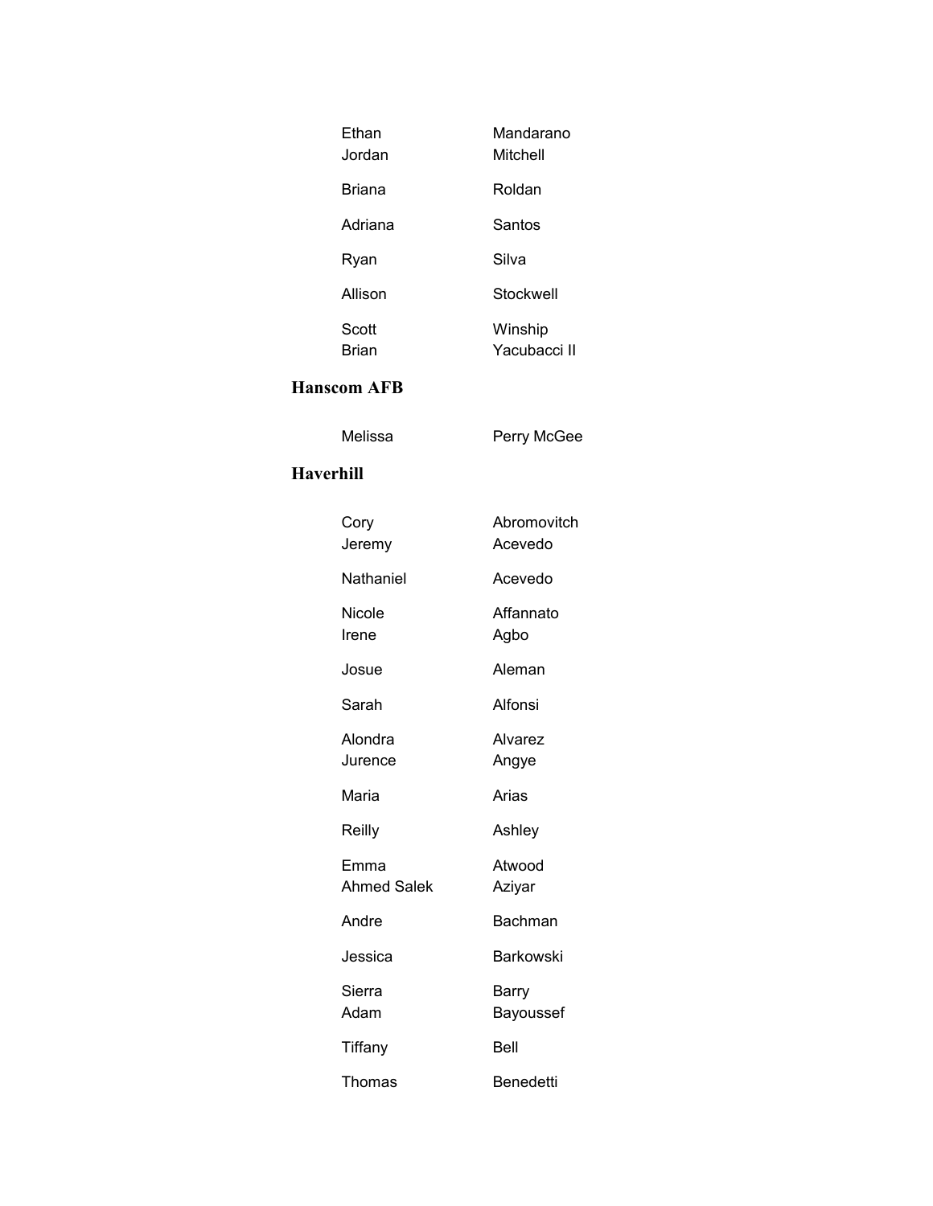| | |
|---|---|
| Ethan | Mandarano |
| Jordan | Mitchell |
| Briana | Roldan |
| Adriana | Santos |
| Ryan | Silva |
| Allison | Stockwell |
| Scott | Winship |
| Brian | Yacubacci II |

## Hanscom AFB

| | |
|---|---|
| Melissa | Perry McGee |

## Haverhill

| | |
|---|---|
| Cory | Abromovitch |
| Jeremy | Acevedo |
| Nathaniel | Acevedo |
| Nicole | Affannato |
| Irene | Agbo |
| Josue | Aleman |
| Sarah | Alfonsi |
| Alondra | Alvarez |
| Jurence | Angye |
| Maria | Arias |
| Reilly | Ashley |
| Emma | Atwood |
| Ahmed Salek | Aziyar |
| Andre | Bachman |
| Jessica | Barkowski |
| Sierra | Barry |
| Adam | Bayoussef |
| Tiffany | Bell |
| Thomas | Benedetti |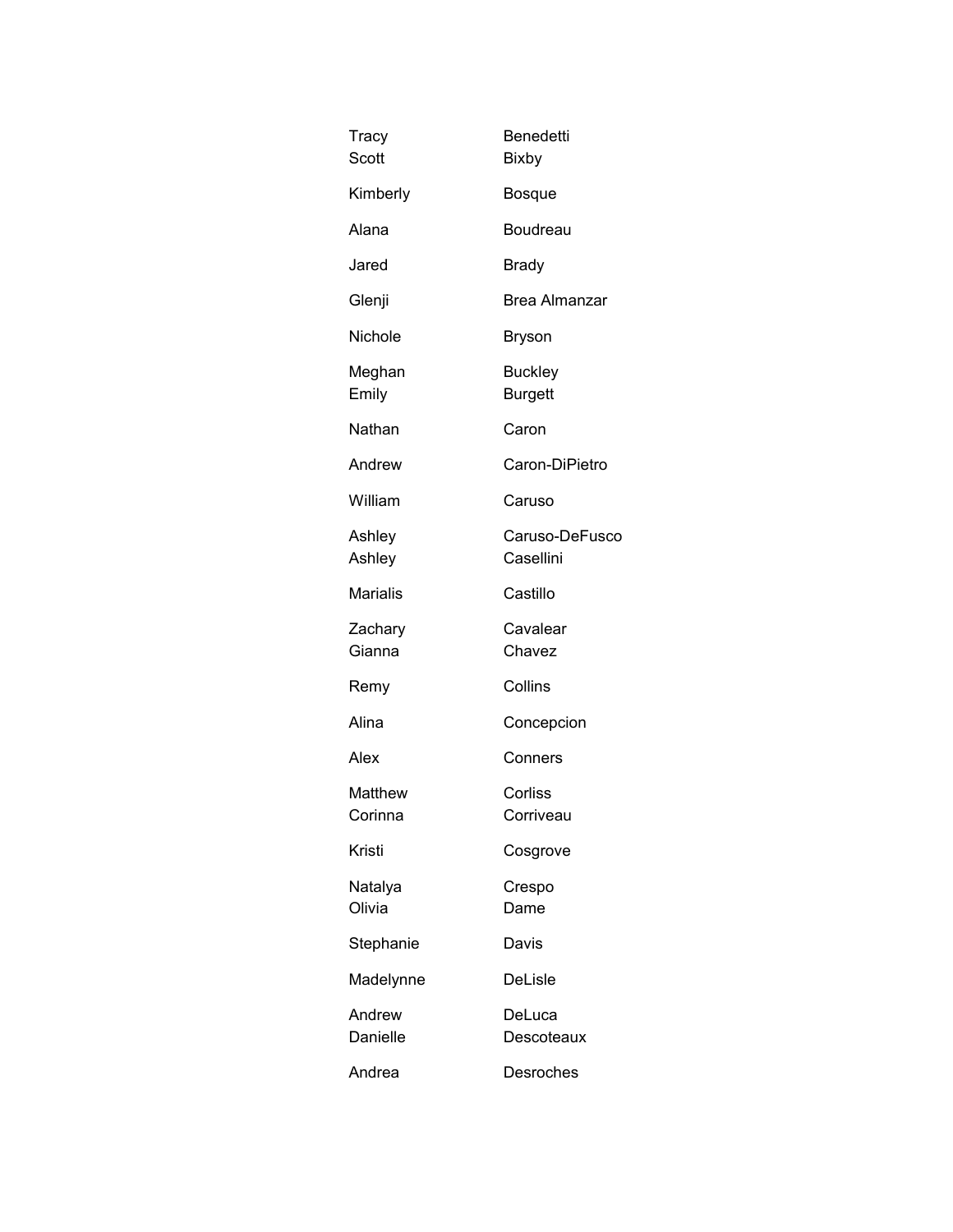| | |
|---|---|
| Tracy | Benedetti |
| Scott | Bixby |
| Kimberly | Bosque |
| Alana | Boudreau |
| Jared | Brady |
| Glenji | Brea Almanzar |
| Nichole | Bryson |
| Meghan | Buckley |
| Emily | Burgett |
| Nathan | Caron |
| Andrew | Caron-DiPietro |
| William | Caruso |
| Ashley | Caruso-DeFusco |
| Ashley | Casellini |
| Marialis | Castillo |
| Zachary | Cavalear |
| Gianna | Chavez |
| Remy | Collins |
| Alina | Concepcion |
| Alex | Conners |
| Matthew | Corliss |
| Corinna | Corriveau |
| Kristi | Cosgrove |
| Natalya | Crespo |
| Olivia | Dame |
| Stephanie | Davis |
| Madelynne | DeLisle |
| Andrew | DeLuca |
| Danielle | Descoteaux |
| Andrea | Desroches |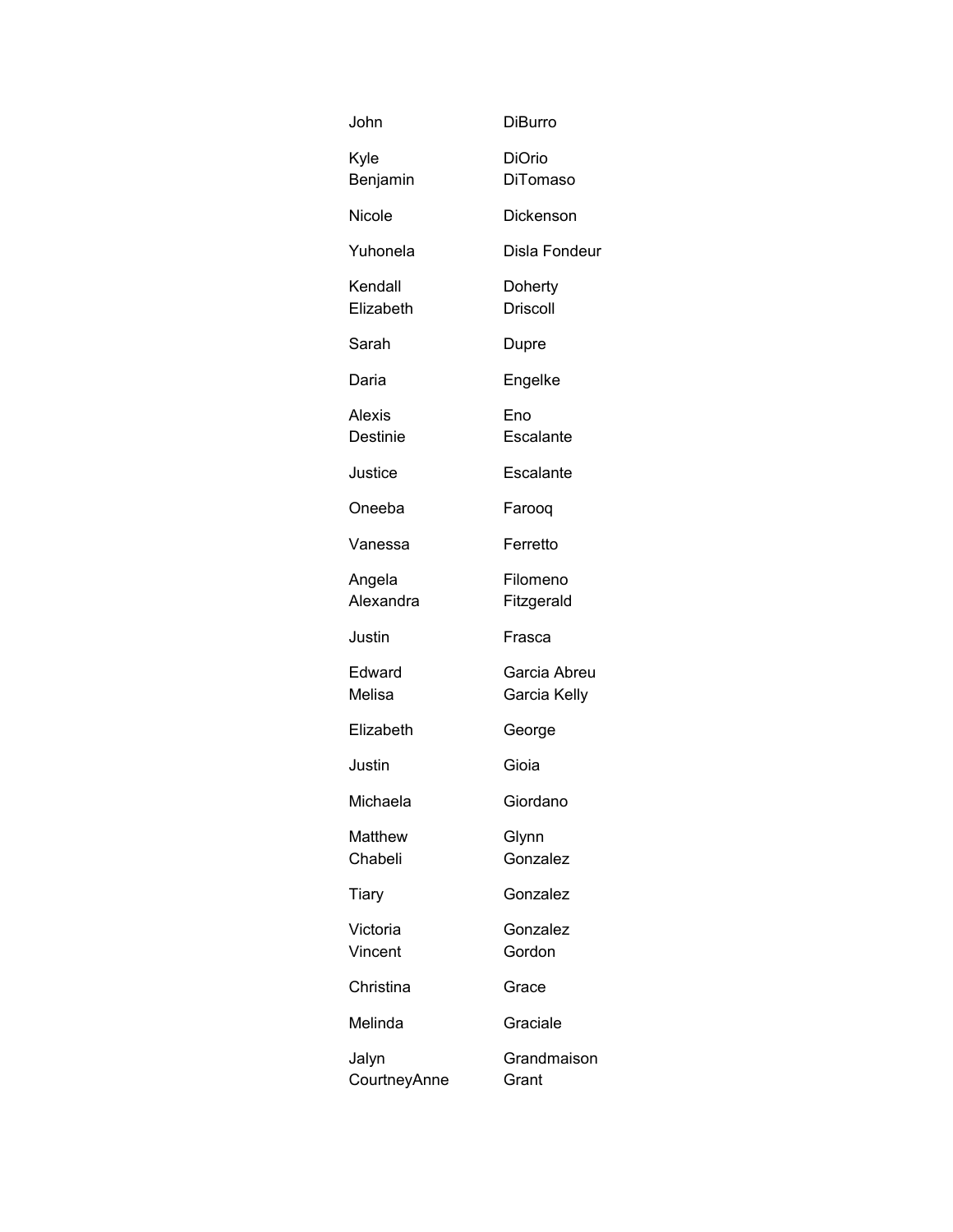| | |
|---|---|
| John | DiBurro |
| Kyle | DiOrio |
| Benjamin | DiTomaso |
| Nicole | Dickenson |
| Yuhonela | Disla Fondeur |
| Kendall | Doherty |
| Elizabeth | Driscoll |
| Sarah | Dupre |
| Daria | Engelke |
| Alexis | Eno |
| Destinie | Escalante |
| Justice | Escalante |
| Oneeba | Farooq |
| Vanessa | Ferretto |
| Angela | Filomeno |
| Alexandra | Fitzgerald |
| Justin | Frasca |
| Edward | Garcia Abreu |
| Melisa | Garcia Kelly |
| Elizabeth | George |
| Justin | Gioia |
| Michaela | Giordano |
| Matthew | Glynn |
| Chabeli | Gonzalez |
| Tiary | Gonzalez |
| Victoria | Gonzalez |
| Vincent | Gordon |
| Christina | Grace |
| Melinda | Graciale |
| Jalyn | Grandmaison |
| CourtneyAnne | Grant |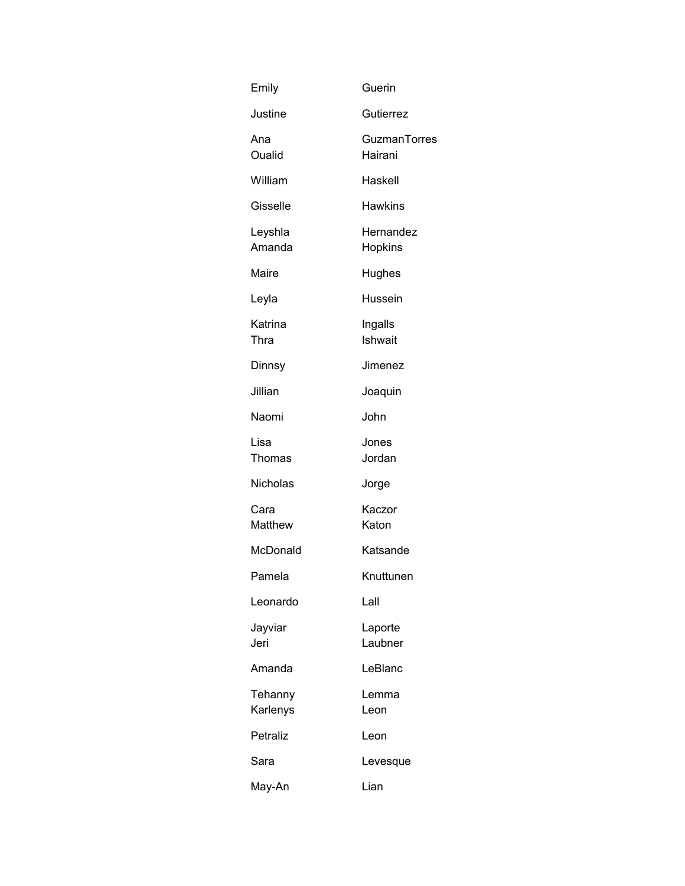| | |
|---|---|
| Emily | Guerin |
| Justine | Gutierrez |
| Ana | GuzmanTorres |
| Oualid | Hairani |
| William | Haskell |
| Gisselle | Hawkins |
| Leyshla | Hernandez |
| Amanda | Hopkins |
| Maire | Hughes |
| Leyla | Hussein |
| Katrina | Ingalls |
| Thra | Ishwait |
| Dinnsy | Jimenez |
| Jillian | Joaquin |
| Naomi | John |
| Lisa | Jones |
| Thomas | Jordan |
| Nicholas | Jorge |
| Cara | Kaczor |
| Matthew | Katon |
| McDonald | Katsande |
| Pamela | Knuttunen |
| Leonardo | Lall |
| Jayviar | Laporte |
| Jeri | Laubner |
| Amanda | LeBlanc |
| Tehanny | Lemma |
| Karlenys | Leon |
| Petraliz | Leon |
| Sara | Levesque |
| May-An | Lian |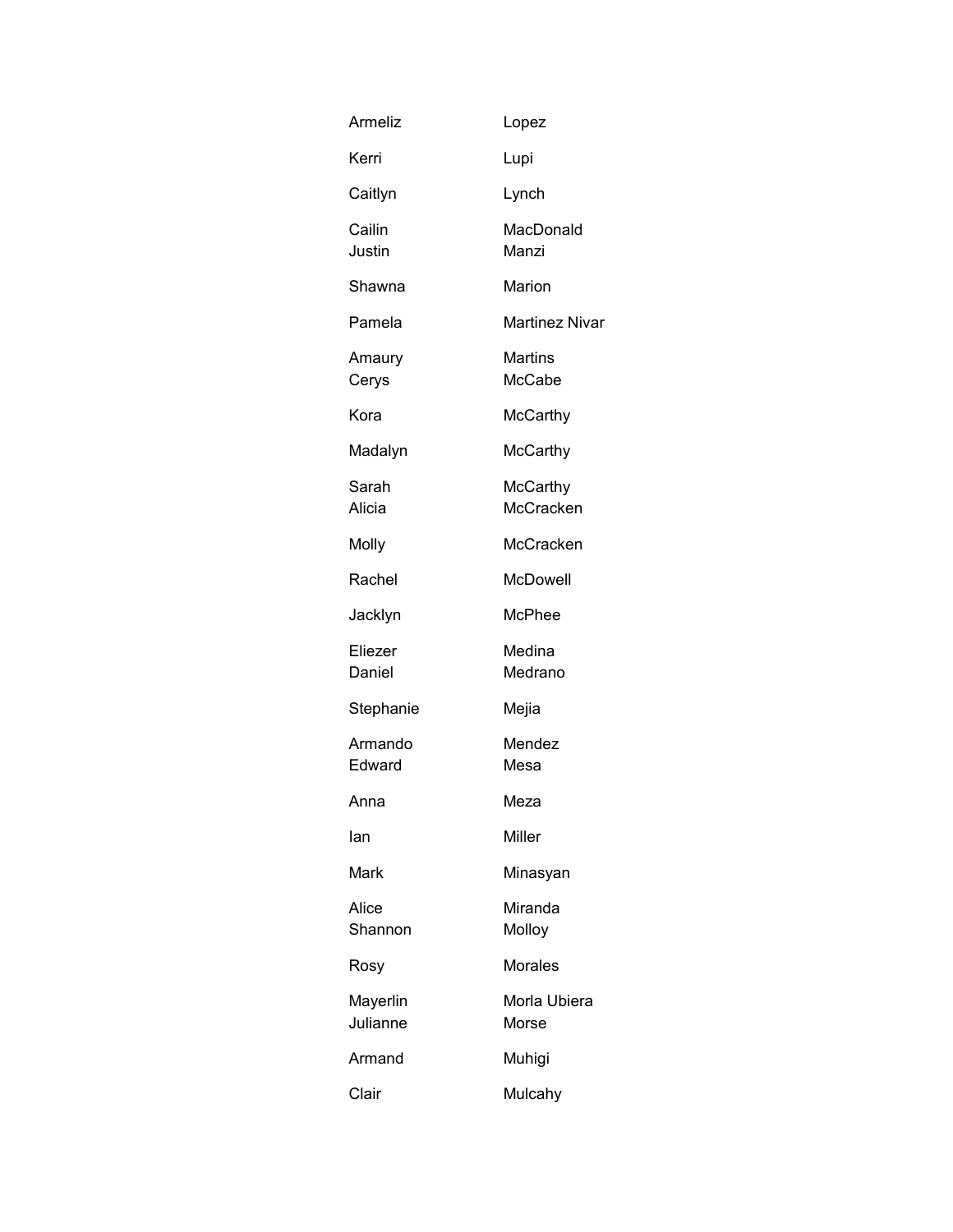| | |
|---|---|
| Armeliz | Lopez |
| Kerri | Lupi |
| Caitlyn | Lynch |
| Cailin | MacDonald |
| Justin | Manzi |
| Shawna | Marion |
| Pamela | Martinez Nivar |
| Amaury | Martins |
| Cerys | McCabe |
| Kora | McCarthy |
| Madalyn | McCarthy |
| Sarah | McCarthy |
| Alicia | McCracken |
| Molly | McCracken |
| Rachel | McDowell |
| Jacklyn | McPhee |
| Eliezer | Medina |
| Daniel | Medrano |
| Stephanie | Mejia |
| Armando | Mendez |
| Edward | Mesa |
| Anna | Meza |
| Ian | Miller |
| Mark | Minasyan |
| Alice | Miranda |
| Shannon | Molloy |
| Rosy | Morales |
| Mayerlin | Morla Ubiera |
| Julianne | Morse |
| Armand | Muhigi |
| Clair | Mulcahy |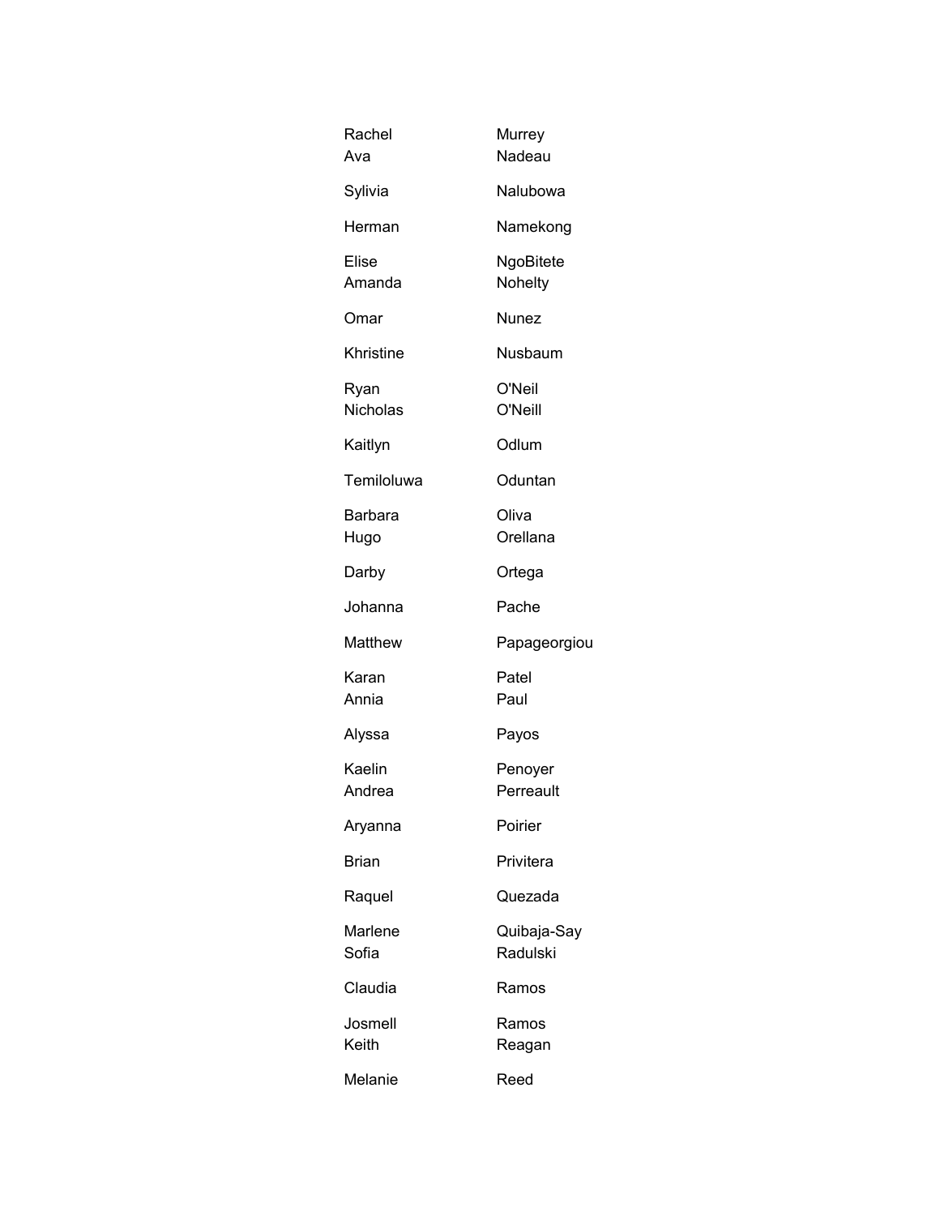| | |
|---|---|
| Rachel | Murrey |
| Ava | Nadeau |
| Sylivia | Nalubowa |
| Herman | Namekong |
| Elise | NgoBitete |
| Amanda | Nohelty |
| Omar | Nunez |
| Khristine | Nusbaum |
| Ryan | O'Neil |
| Nicholas | O'Neill |
| Kaitlyn | Odlum |
| Temiloluwa | Oduntan |
| Barbara | Oliva |
| Hugo | Orellana |
| Darby | Ortega |
| Johanna | Pache |
| Matthew | Papageorgiou |
| Karan | Patel |
| Annia | Paul |
| Alyssa | Payos |
| Kaelin | Penoyer |
| Andrea | Perreault |
| Aryanna | Poirier |
| Brian | Privitera |
| Raquel | Quezada |
| Marlene | Quibaja-Say |
| Sofia | Radulski |
| Claudia | Ramos |
| Josmell | Ramos |
| Keith | Reagan |
| Melanie | Reed |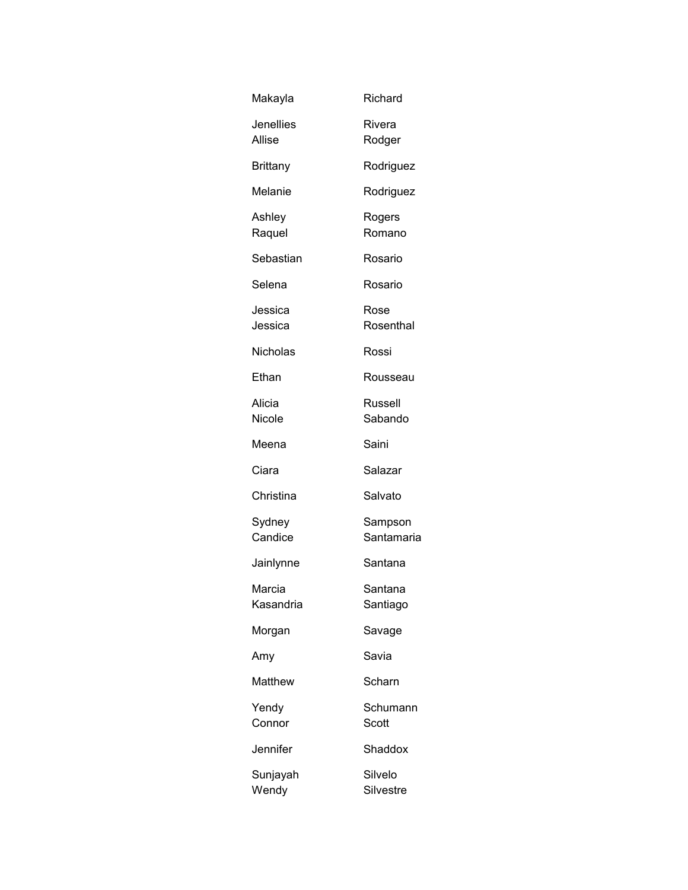| | |
|---|---|
| Makayla | Richard |
| Jenellies | Rivera |
| Allise | Rodger |
| Brittany | Rodriguez |
| Melanie | Rodriguez |
| Ashley | Rogers |
| Raquel | Romano |
| Sebastian | Rosario |
| Selena | Rosario |
| Jessica | Rose |
| Jessica | Rosenthal |
| Nicholas | Rossi |
| Ethan | Rousseau |
| Alicia | Russell |
| Nicole | Sabando |
| Meena | Saini |
| Ciara | Salazar |
| Christina | Salvato |
| Sydney | Sampson |
| Candice | Santamaria |
| Jainlynne | Santana |
| Marcia | Santana |
| Kasandria | Santiago |
| Morgan | Savage |
| Amy | Savia |
| Matthew | Scharn |
| Yendy | Schumann |
| Connor | Scott |
| Jennifer | Shaddox |
| Sunjayah | Silvelo |
| Wendy | Silvestre |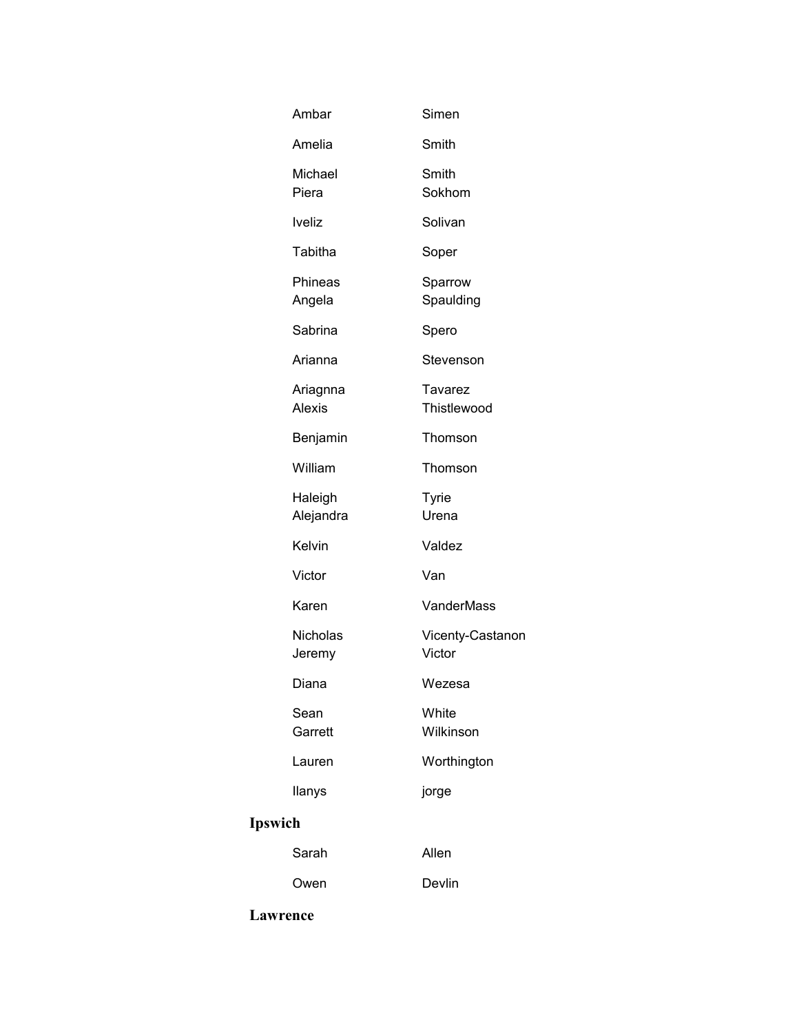| | |
|---|---|
| Ambar | Simen |
| Amelia | Smith |
| Michael | Smith |
| Piera | Sokhom |
| Iveliz | Solivan |
| Tabitha | Soper |
| Phineas | Sparrow |
| Angela | Spaulding |
| Sabrina | Spero |
| Arianna | Stevenson |
| Ariagnna | Tavarez |
| Alexis | Thistlewood |
| Benjamin | Thomson |
| William | Thomson |
| Haleigh | Tyrie |
| Alejandra | Urena |
| Kelvin | Valdez |
| Victor | Van |
| Karen | VanderMass |
| Nicholas | Vicenty-Castanon |
| Jeremy | Victor |
| Diana | Wezesa |
| Sean | White |
| Garrett | Wilkinson |
| Lauren | Worthington |
| Ilanys | jorge |

**Ipswich**

| | |
|---|---|
| Sarah | Allen |
| Owen | Devlin |

**Lawrence**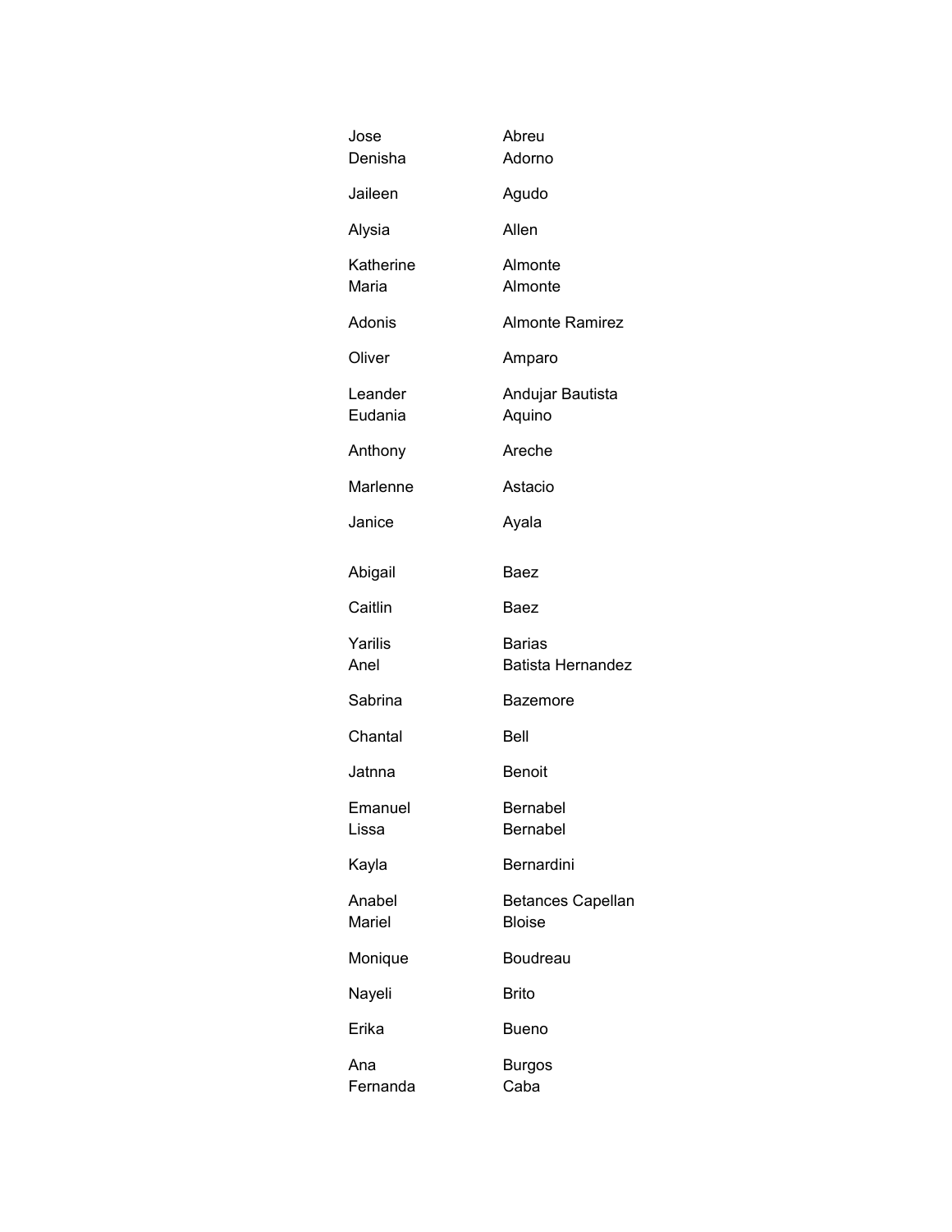| | |
|---|---|
| Jose | Abreu |
| Denisha | Adorno |
| Jaileen | Agudo |
| Alysia | Allen |
| Katherine | Almonte |
| Maria | Almonte |
| Adonis | Almonte Ramirez |
| Oliver | Amparo |
| Leander | Andujar Bautista |
| Eudania | Aquino |
| Anthony | Areche |
| Marlenne | Astacio |
| Janice | Ayala |
| Abigail | Baez |
| Caitlin | Baez |
| Yarilis | Barias |
| Anel | Batista Hernandez |
| Sabrina | Bazemore |
| Chantal | Bell |
| Jatnna | Benoit |
| Emanuel | Bernabel |
| Lissa | Bernabel |
| Kayla | Bernardini |
| Anabel | Betances Capellan |
| Mariel | Bloise |
| Monique | Boudreau |
| Nayeli | Brito |
| Erika | Bueno |
| Ana | Burgos |
| Fernanda | Caba |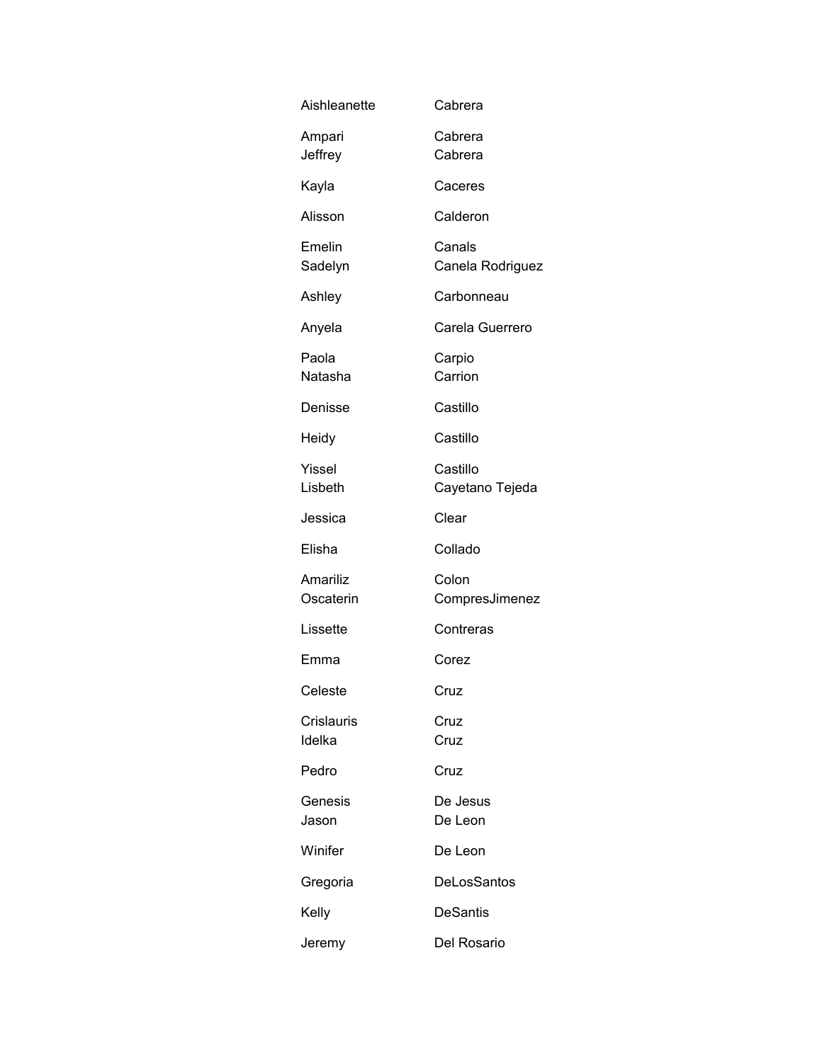| | |
|---|---|
| Aishleanette | Cabrera |
| Ampari | Cabrera |
| Jeffrey | Cabrera |
| Kayla | Caceres |
| Alisson | Calderon |
| Emelin | Canals |
| Sadelyn | Canela Rodriguez |
| Ashley | Carbonneau |
| Anyela | Carela Guerrero |
| Paola | Carpio |
| Natasha | Carrion |
| Denisse | Castillo |
| Heidy | Castillo |
| Yissel | Castillo |
| Lisbeth | Cayetano Tejeda |
| Jessica | Clear |
| Elisha | Collado |
| Amariliz | Colon |
| Oscaterin | CompresJimenez |
| Lissette | Contreras |
| Emma | Corez |
| Celeste | Cruz |
| Crislauris | Cruz |
| Idelka | Cruz |
| Pedro | Cruz |
| Genesis | De Jesus |
| Jason | De Leon |
| Winifer | De Leon |
| Gregoria | DeLosSantos |
| Kelly | DeSantis |
| Jeremy | Del Rosario |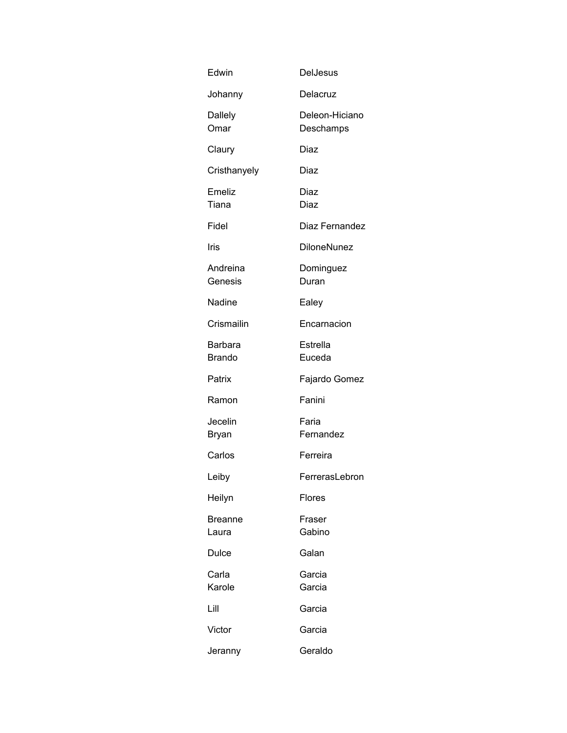| | |
|---|---|
| Edwin | DelJesus |
| Johanny | Delacruz |
| Dallely | Deleon-Hiciano |
| Omar | Deschamps |
| Claury | Diaz |
| Cristhanyely | Diaz |
| Emeliz | Diaz |
| Tiana | Diaz |
| Fidel | Diaz Fernandez |
| Iris | DiloneNunez |
| Andreina | Dominguez |
| Genesis | Duran |
| Nadine | Ealey |
| Crismailin | Encarnacion |
| Barbara | Estrella |
| Brando | Euceda |
| Patrix | Fajardo Gomez |
| Ramon | Fanini |
| Jecelin | Faria |
| Bryan | Fernandez |
| Carlos | Ferreira |
| Leiby | FerrerasLebron |
| Heilyn | Flores |
| Breanne | Fraser |
| Laura | Gabino |
| Dulce | Galan |
| Carla | Garcia |
| Karole | Garcia |
| Lill | Garcia |
| Victor | Garcia |
| Jeranny | Geraldo |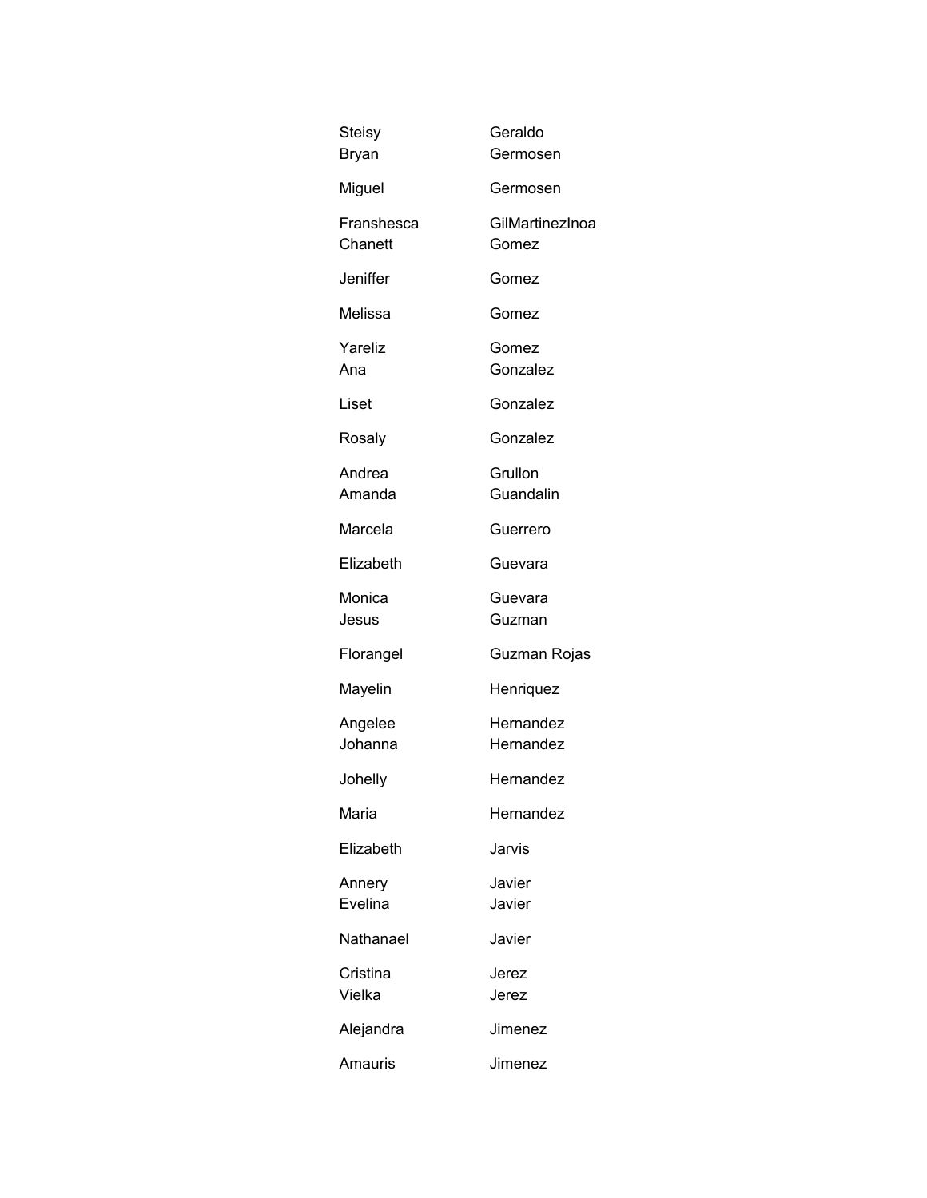| | |
|---|---|
| Steisy | Geraldo |
| Bryan | Germosen |
| Miguel | Germosen |
| Franshesca | GilMartinezInoa |
| Chanett | Gomez |
| Jeniffer | Gomez |
| Melissa | Gomez |
| Yareliz | Gomez |
| Ana | Gonzalez |
| Liset | Gonzalez |
| Rosaly | Gonzalez |
| Andrea | Grullon |
| Amanda | Guandalin |
| Marcela | Guerrero |
| Elizabeth | Guevara |
| Monica | Guevara |
| Jesus | Guzman |
| Florangel | Guzman Rojas |
| Mayelin | Henriquez |
| Angelee | Hernandez |
| Johanna | Hernandez |
| Johelly | Hernandez |
| Maria | Hernandez |
| Elizabeth | Jarvis |
| Annery | Javier |
| Evelina | Javier |
| Nathanael | Javier |
| Cristina | Jerez |
| Vielka | Jerez |
| Alejandra | Jimenez |
| Amauris | Jimenez |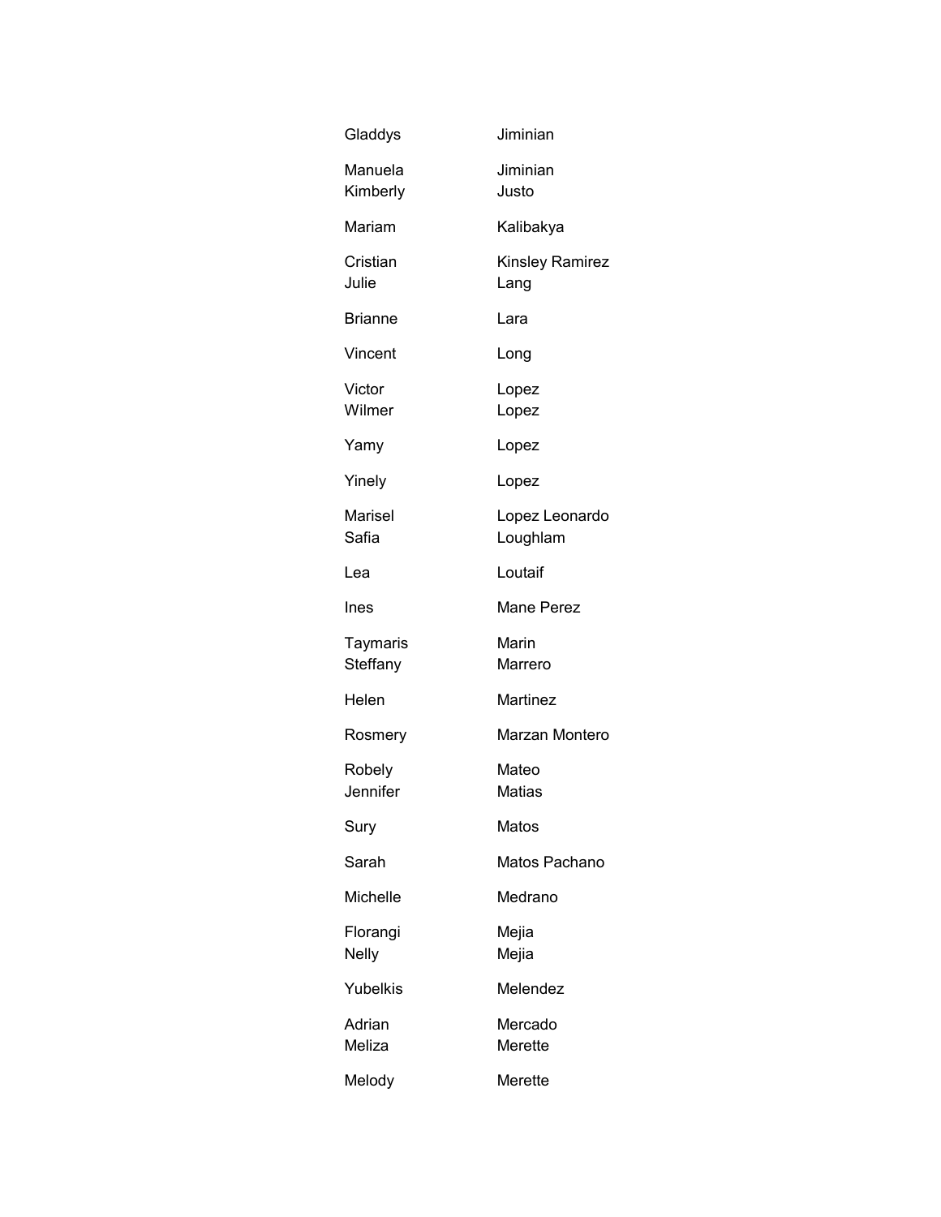| | |
|---|---|
| Gladdys | Jiminian |
| Manuela | Jiminian |
| Kimberly | Justo |
| Mariam | Kalibakya |
| Cristian | Kinsley Ramirez |
| Julie | Lang |
| Brianne | Lara |
| Vincent | Long |
| Victor | Lopez |
| Wilmer | Lopez |
| Yamy | Lopez |
| Yinely | Lopez |
| Marisel | Lopez Leonardo |
| Safia | Loughlam |
| Lea | Loutaif |
| Ines | Mane Perez |
| Taymaris | Marin |
| Steffany | Marrero |
| Helen | Martinez |
| Rosmery | Marzan Montero |
| Robely | Mateo |
| Jennifer | Matias |
| Sury | Matos |
| Sarah | Matos Pachano |
| Michelle | Medrano |
| Florangi | Mejia |
| Nelly | Mejia |
| Yubelkis | Melendez |
| Adrian | Mercado |
| Meliza | Merette |
| Melody | Merette |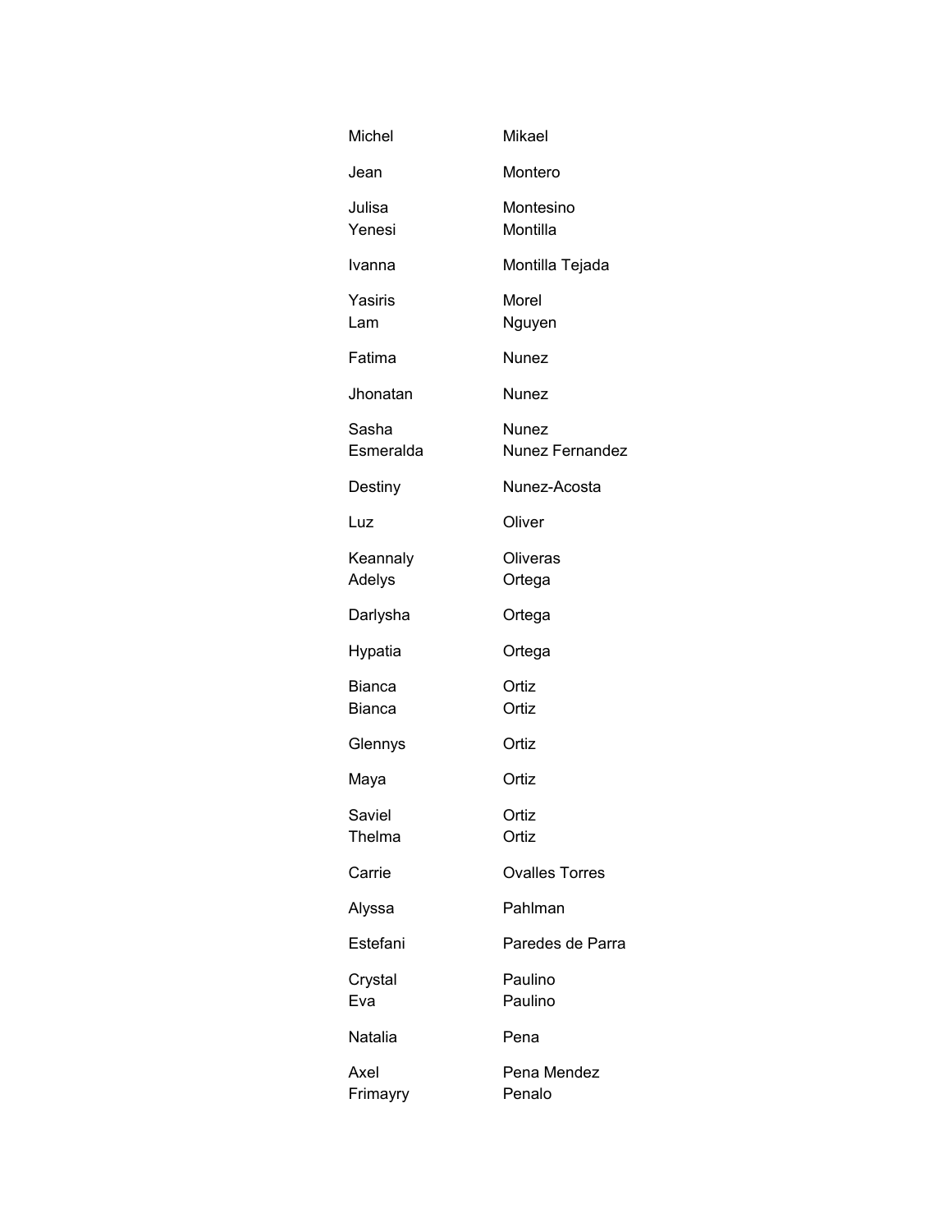| | |
|---|---|
| Michel | Mikael |
| Jean | Montero |
| Julisa | Montesino |
| Yenesi | Montilla |
| Ivanna | Montilla Tejada |
| Yasiris | Morel |
| Lam | Nguyen |
| Fatima | Nunez |
| Jhonatan | Nunez |
| Sasha | Nunez |
| Esmeralda | Nunez Fernandez |
| Destiny | Nunez-Acosta |
| Luz | Oliver |
| Keannaly | Oliveras |
| Adelys | Ortega |
| Darlysha | Ortega |
| Hypatia | Ortega |
| Bianca | Ortiz |
| Bianca | Ortiz |
| Glennys | Ortiz |
| Maya | Ortiz |
| Saviel | Ortiz |
| Thelma | Ortiz |
| Carrie | Ovalles Torres |
| Alyssa | Pahlman |
| Estefani | Paredes de Parra |
| Crystal | Paulino |
| Eva | Paulino |
| Natalia | Pena |
| Axel | Pena Mendez |
| Frimayry | Penalo |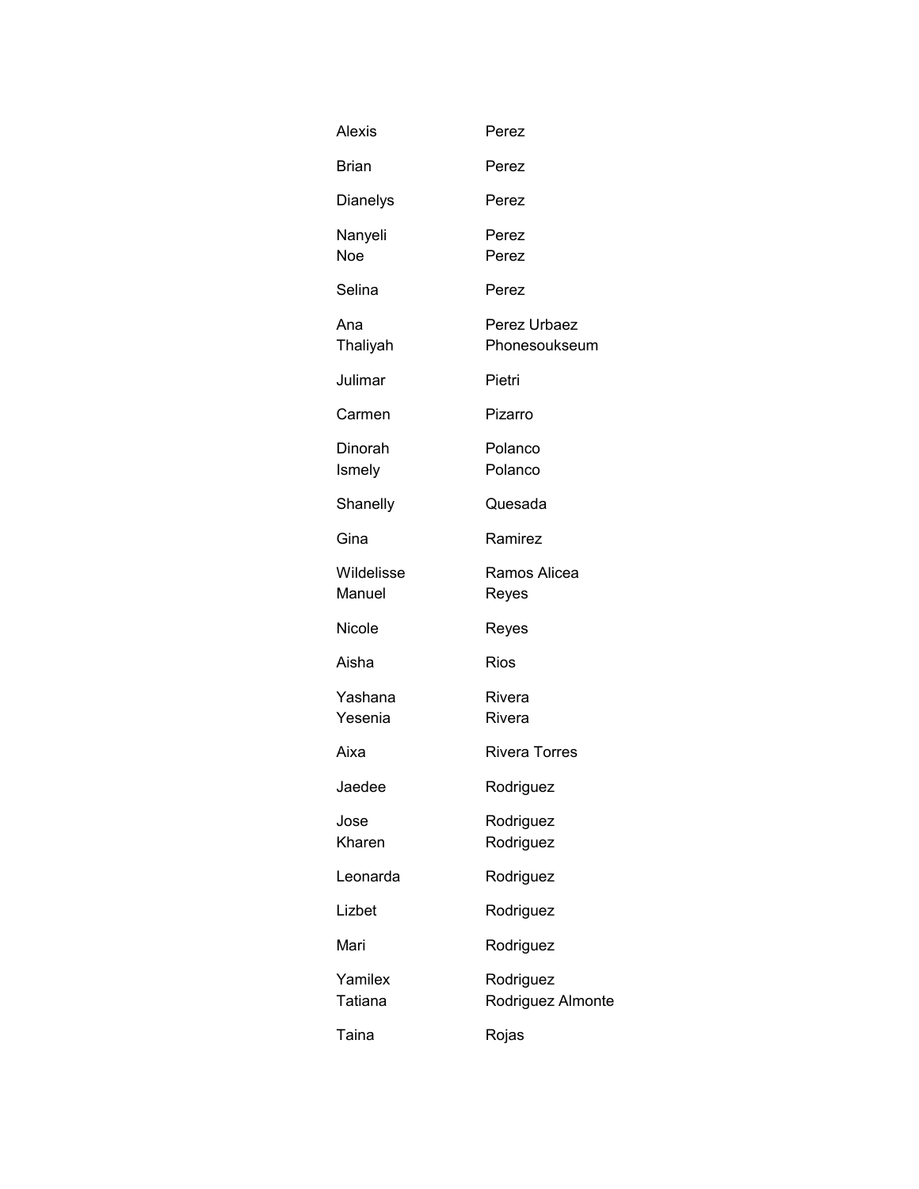| | |
|---|---|
| Alexis | Perez |
| Brian | Perez |
| Dianelys | Perez |
| Nanyeli | Perez |
| Noe | Perez |
| Selina | Perez |
| Ana | Perez Urbaez |
| Thaliyah | Phonesoukseum |
| Julimar | Pietri |
| Carmen | Pizarro |
| Dinorah | Polanco |
| Ismely | Polanco |
| Shanelly | Quesada |
| Gina | Ramirez |
| Wildelisse | Ramos Alicea |
| Manuel | Reyes |
| Nicole | Reyes |
| Aisha | Rios |
| Yashana | Rivera |
| Yesenia | Rivera |
| Aixa | Rivera Torres |
| Jaedee | Rodriguez |
| Jose | Rodriguez |
| Kharen | Rodriguez |
| Leonarda | Rodriguez |
| Lizbet | Rodriguez |
| Mari | Rodriguez |
| Yamilex | Rodriguez |
| Tatiana | Rodriguez Almonte |
| Taina | Rojas |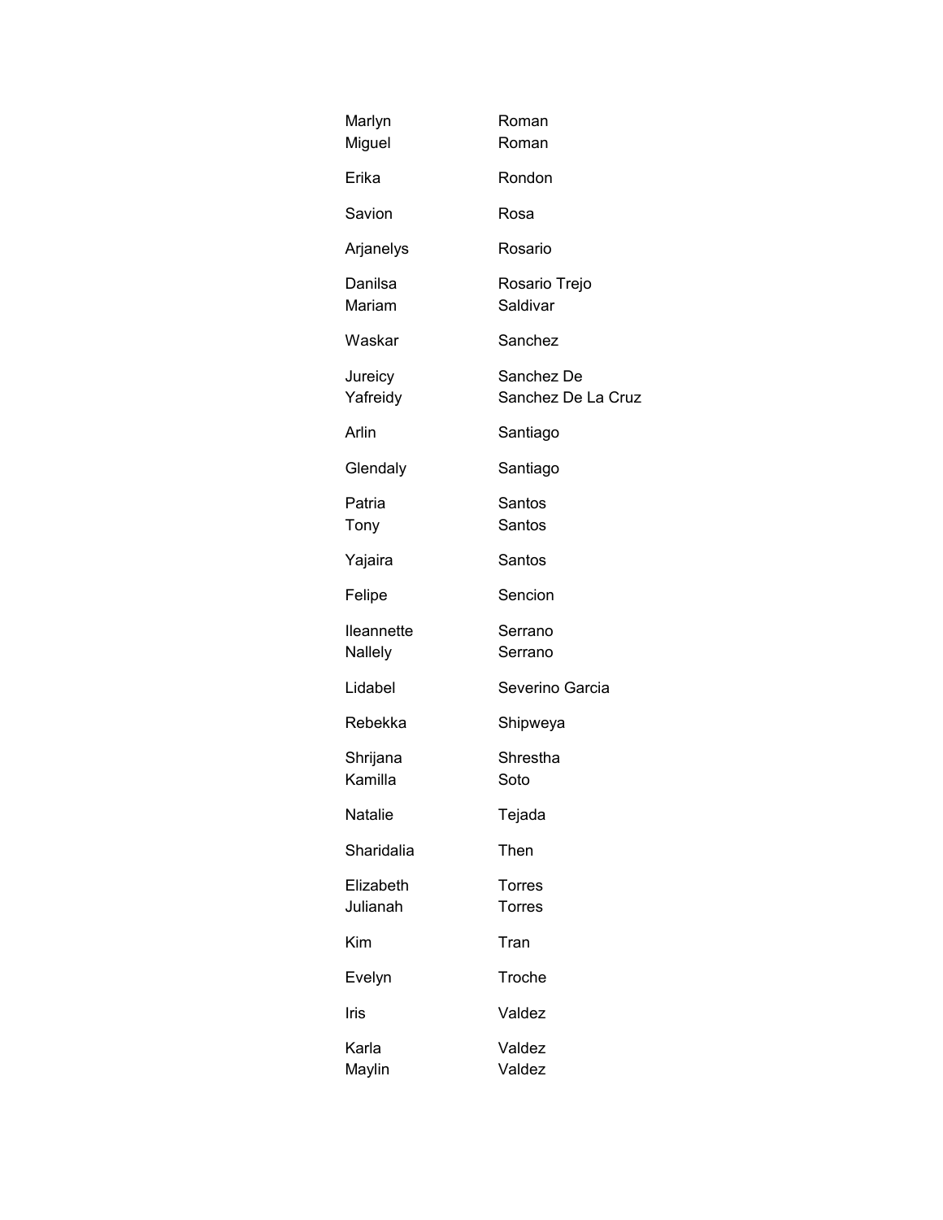| | |
|---|---|
| Marlyn | Roman |
| Miguel | Roman |
| Erika | Rondon |
| Savion | Rosa |
| Arjanelys | Rosario |
| Danilsa | Rosario Trejo |
| Mariam | Saldivar |
| Waskar | Sanchez |
| Jureicy | Sanchez De |
| Yafreidy | Sanchez De La Cruz |
| Arlin | Santiago |
| Glendaly | Santiago |
| Patria | Santos |
| Tony | Santos |
| Yajaira | Santos |
| Felipe | Sencion |
| Ileannette | Serrano |
| Nallely | Serrano |
| Lidabel | Severino Garcia |
| Rebekka | Shipweya |
| Shrijana | Shrestha |
| Kamilla | Soto |
| Natalie | Tejada |
| Sharidalia | Then |
| Elizabeth | Torres |
| Julianah | Torres |
| Kim | Tran |
| Evelyn | Troche |
| Iris | Valdez |
| Karla | Valdez |
| Maylin | Valdez |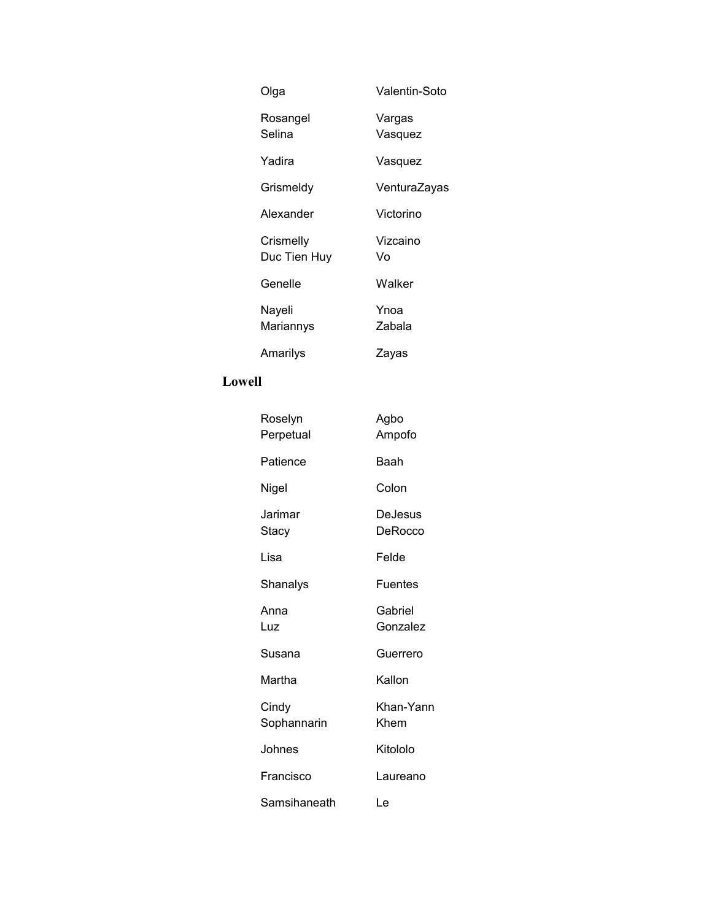| | |
|---|---|
| Olga | Valentin-Soto |
| Rosangel | Vargas |
| Selina | Vasquez |
| Yadira | Vasquez |
| Grismeldy | VenturaZayas |
| Alexander | Victorino |
| Crismelly | Vizcaino |
| Duc Tien Huy | Vo |
| Genelle | Walker |
| Nayeli | Ynoa |
| Mariannys | Zabala |
| Amarilys | Zayas |

**Lowell**

| | |
|---|---|
| Roselyn | Agbo |
| Perpetual | Ampofo |
| Patience | Baah |
| Nigel | Colon |
| Jarimar | DeJesus |
| Stacy | DeRocco |
| Lisa | Felde |
| Shanalys | Fuentes |
| Anna | Gabriel |
| Luz | Gonzalez |
| Susana | Guerrero |
| Martha | Kallon |
| Cindy | Khan-Yann |
| Sophannarin | Khem |
| Johnes | Kitololo |
| Francisco | Laureano |
| Samsihaneath | Le |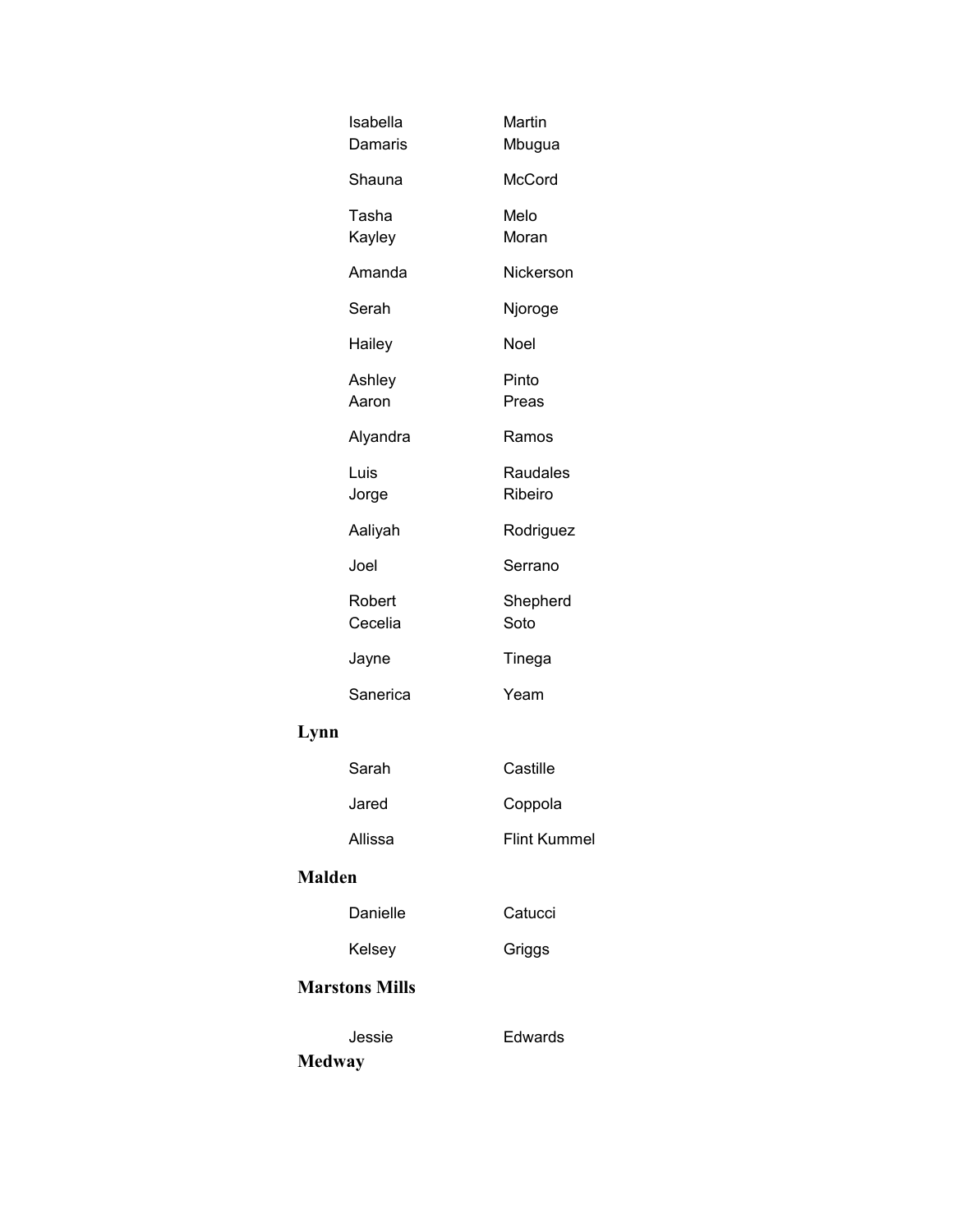| | |
|---|---|
| Isabella | Martin |
| Damaris | Mbugua |
| Shauna | McCord |
| Tasha | Melo |
| Kayley | Moran |
| Amanda | Nickerson |
| Serah | Njoroge |
| Hailey | Noel |
| Ashley | Pinto |
| Aaron | Preas |
| Alyandra | Ramos |
| Luis | Raudales |
| Jorge | Ribeiro |
| Aaliyah | Rodriguez |
| Joel | Serrano |
| Robert | Shepherd |
| Cecelia | Soto |
| Jayne | Tinega |
| Sanerica | Yeam |

**Lynn**

| | |
|---|---|
| Sarah | Castille |
| Jared | Coppola |
| Allissa | Flint Kummel |

**Malden**

| | |
|---|---|
| Danielle | Catucci |
| Kelsey | Griggs |

**Marstons Mills**

| | |
|---|---|
| Jessie | Edwards |

**Medway**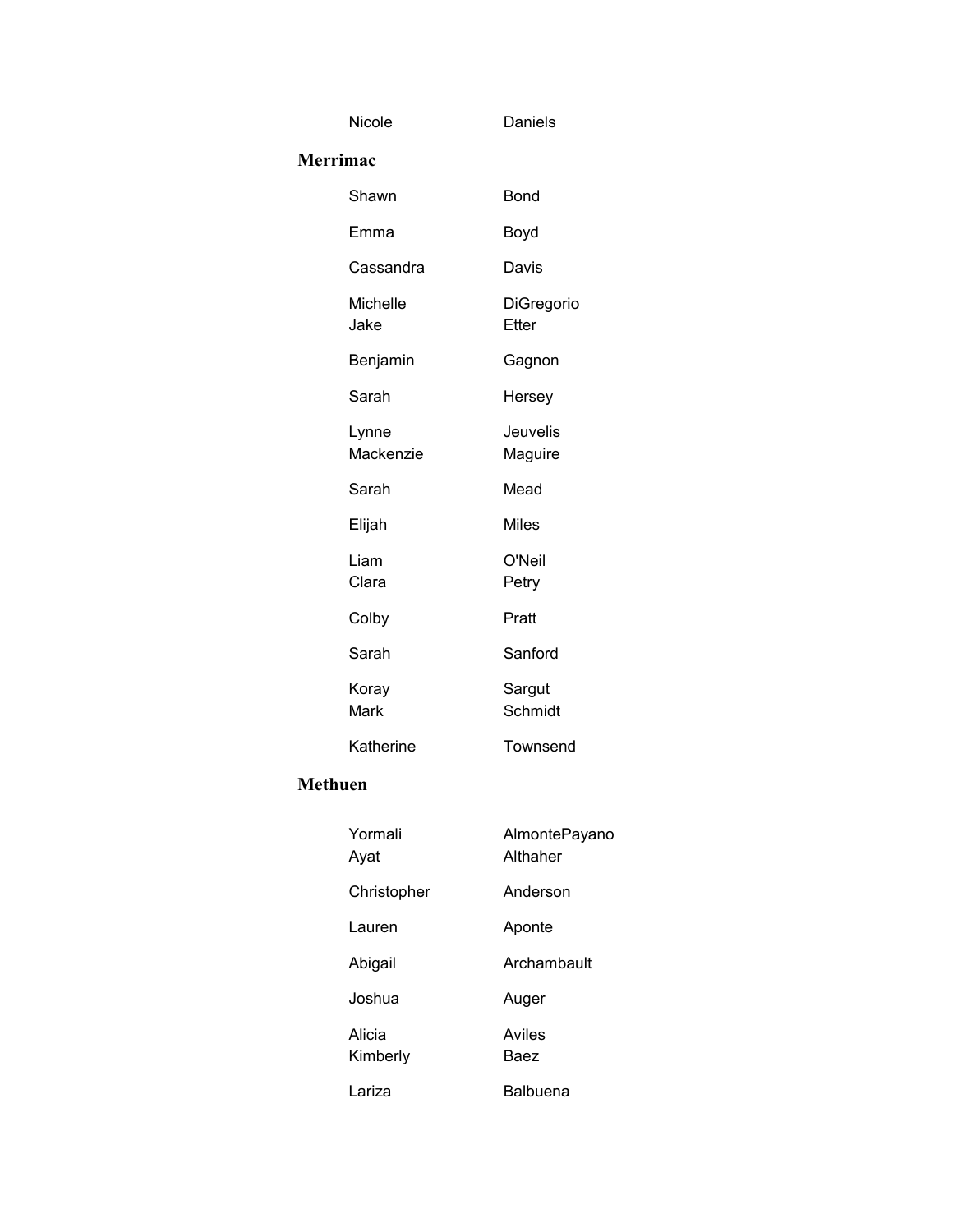Nicole Daniels

## Merrimac

| | |
|---|---|
| Shawn | Bond |
| Emma | Boyd |
| Cassandra | Davis |
| Michelle | DiGregorio |
| Jake | Etter |
| Benjamin | Gagnon |
| Sarah | Hersey |
| Lynne | Jeuvelis |
| Mackenzie | Maguire |
| Sarah | Mead |
| Elijah | Miles |
| Liam | O'Neil |
| Clara | Petry |
| Colby | Pratt |
| Sarah | Sanford |
| Koray | Sargut |
| Mark | Schmidt |
| Katherine | Townsend |

## Methuen

| | |
|---|---|
| Yormali | AlmontePayano |
| Ayat | Althaher |
| Christopher | Anderson |
| Lauren | Aponte |
| Abigail | Archambault |
| Joshua | Auger |
| Alicia | Aviles |
| Kimberly | Baez |
| Lariza | Balbuena |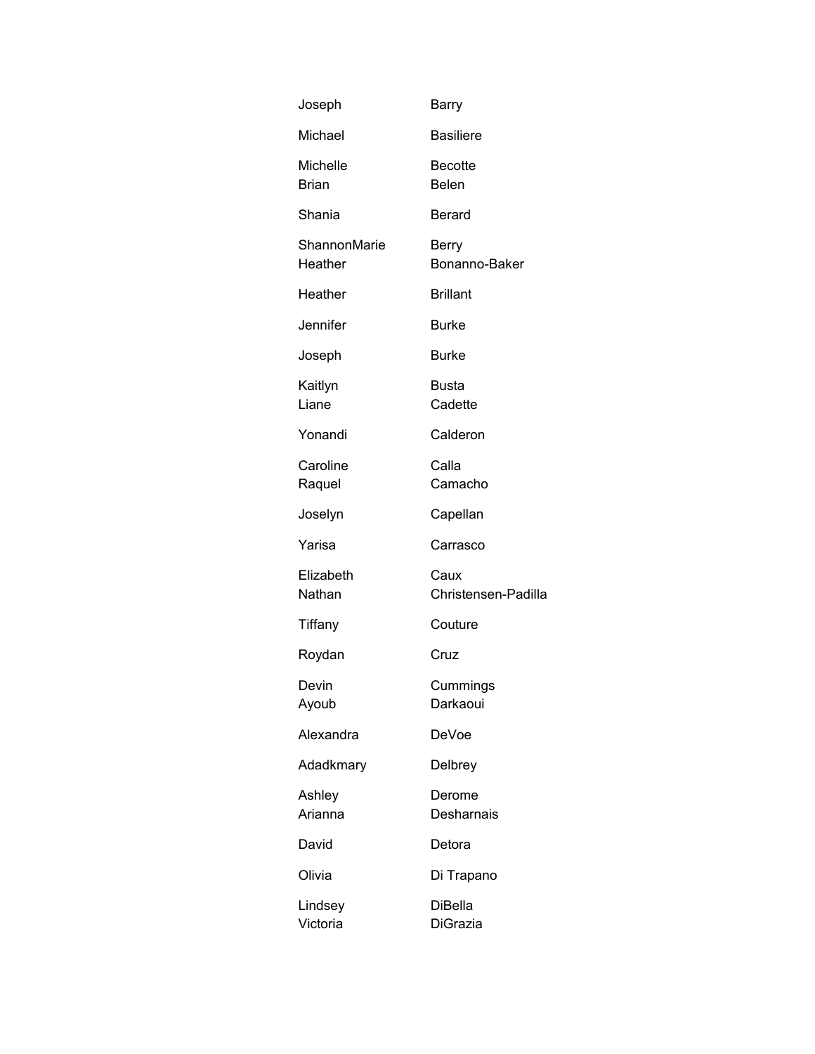| | |
|---|---|
| Joseph | Barry |
| Michael | Basiliere |
| Michelle | Becotte |
| Brian | Belen |
| Shania | Berard |
| ShannonMarie | Berry |
| Heather | Bonanno-Baker |
| Heather | Brillant |
| Jennifer | Burke |
| Joseph | Burke |
| Kaitlyn | Busta |
| Liane | Cadette |
| Yonandi | Calderon |
| Caroline | Calla |
| Raquel | Camacho |
| Joselyn | Capellan |
| Yarisa | Carrasco |
| Elizabeth | Caux |
| Nathan | Christensen-Padilla |
| Tiffany | Couture |
| Roydan | Cruz |
| Devin | Cummings |
| Ayoub | Darkaoui |
| Alexandra | DeVoe |
| Adadkmary | Delbrey |
| Ashley | Derome |
| Arianna | Desharnais |
| David | Detora |
| Olivia | Di Trapano |
| Lindsey | DiBella |
| Victoria | DiGrazia |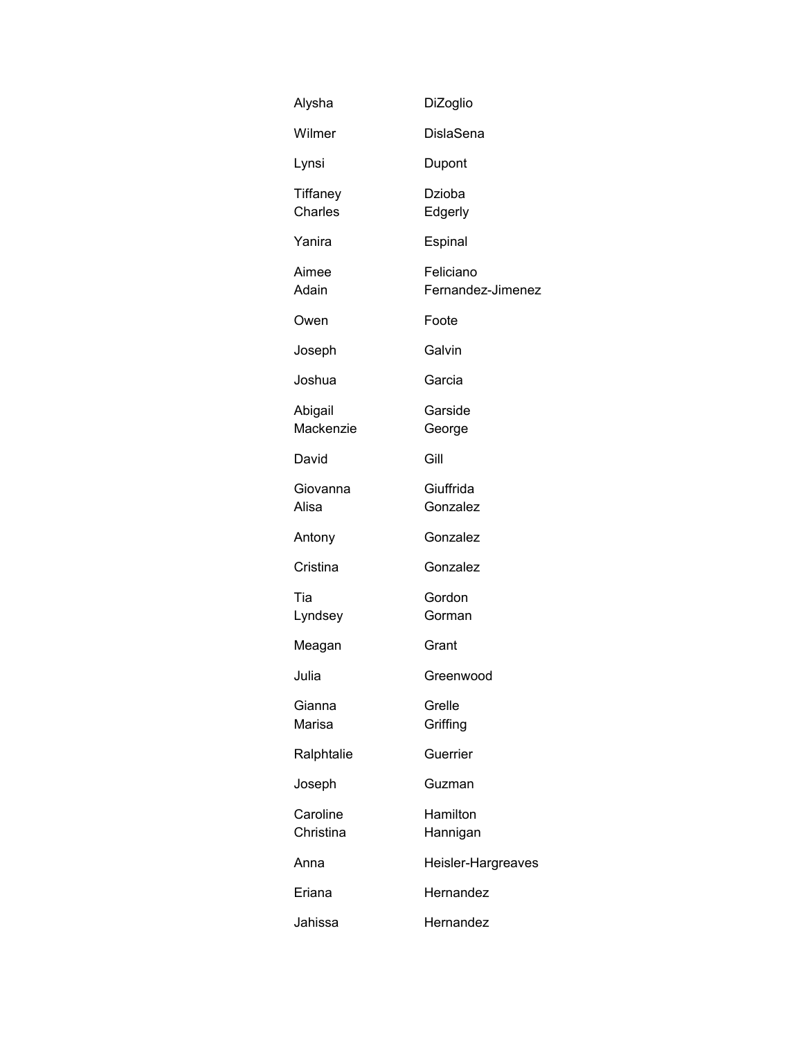| | |
|---|---|
| Alysha | DiZoglio |
| Wilmer | DislaSena |
| Lynsi | Dupont |
| Tiffaney | Dzioba |
| Charles | Edgerly |
| Yanira | Espinal |
| Aimee | Feliciano |
| Adain | Fernandez-Jimenez |
| Owen | Foote |
| Joseph | Galvin |
| Joshua | Garcia |
| Abigail | Garside |
| Mackenzie | George |
| David | Gill |
| Giovanna | Giuffrida |
| Alisa | Gonzalez |
| Antony | Gonzalez |
| Cristina | Gonzalez |
| Tia | Gordon |
| Lyndsey | Gorman |
| Meagan | Grant |
| Julia | Greenwood |
| Gianna | Grelle |
| Marisa | Griffing |
| Ralphtalie | Guerrier |
| Joseph | Guzman |
| Caroline | Hamilton |
| Christina | Hannigan |
| Anna | Heisler-Hargreaves |
| Eriana | Hernandez |
| Jahissa | Hernandez |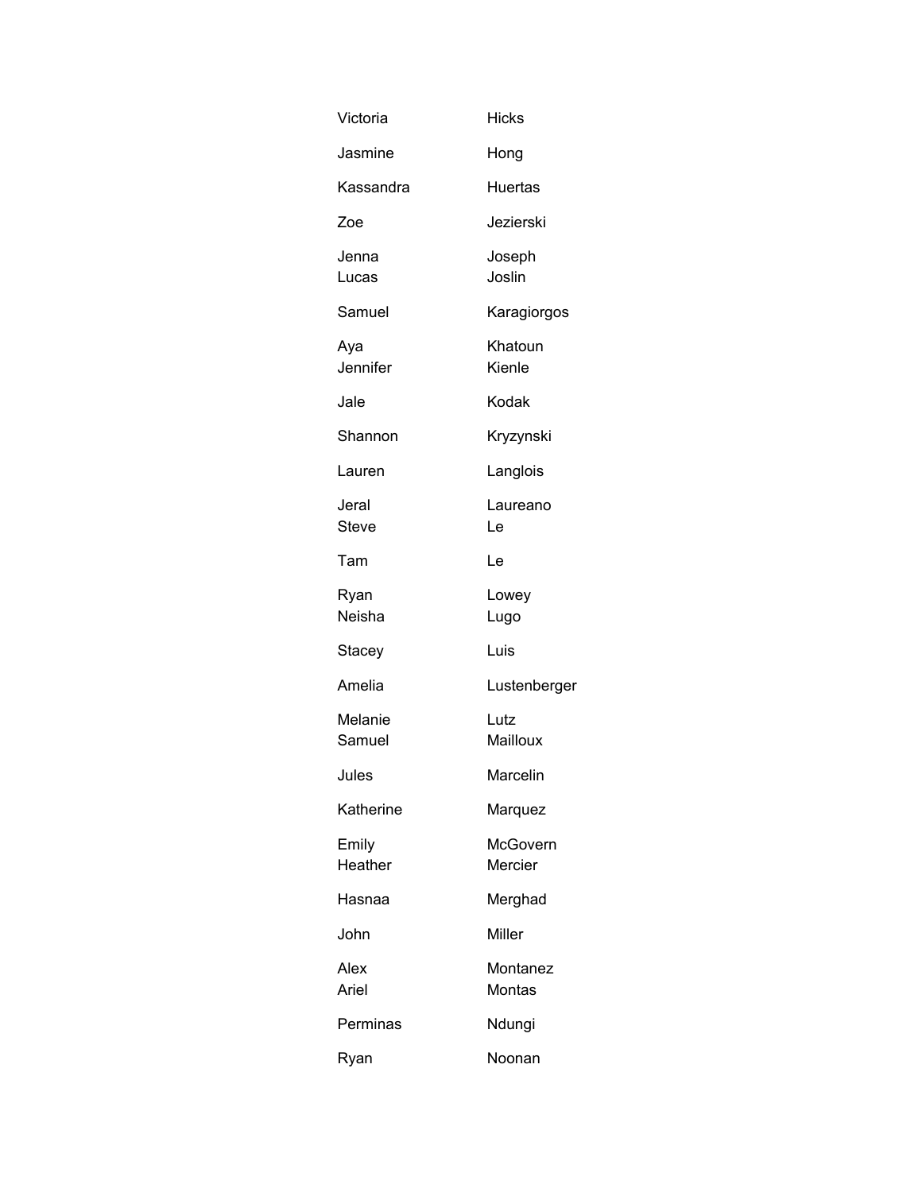| | |
|---|---|
| Victoria | Hicks |
| Jasmine | Hong |
| Kassandra | Huertas |
| Zoe | Jezierski |
| Jenna | Joseph |
| Lucas | Joslin |
| Samuel | Karagiorgos |
| Aya | Khatoun |
| Jennifer | Kienle |
| Jale | Kodak |
| Shannon | Kryzynski |
| Lauren | Langlois |
| Jeral | Laureano |
| Steve | Le |
| Tam | Le |
| Ryan | Lowey |
| Neisha | Lugo |
| Stacey | Luis |
| Amelia | Lustenberger |
| Melanie | Lutz |
| Samuel | Mailloux |
| Jules | Marcelin |
| Katherine | Marquez |
| Emily | McGovern |
| Heather | Mercier |
| Hasnaa | Merghad |
| John | Miller |
| Alex | Montanez |
| Ariel | Montas |
| Perminas | Ndungi |
| Ryan | Noonan |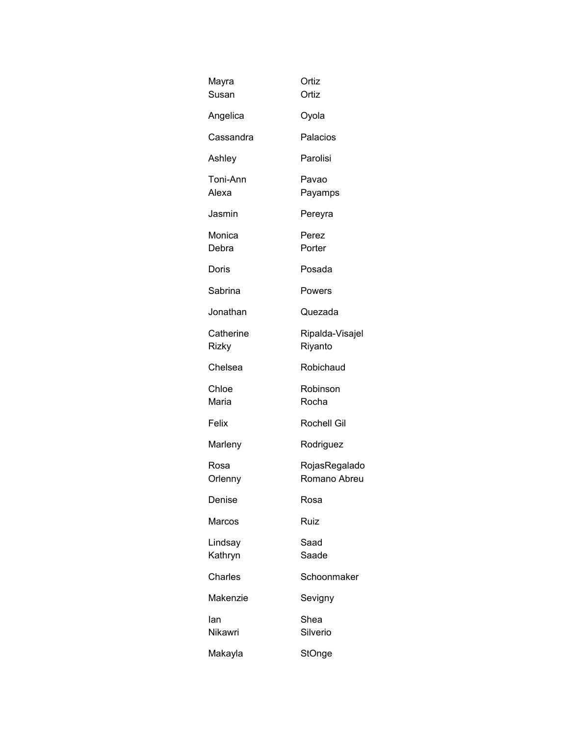| | |
|---|---|
| Mayra | Ortiz |
| Susan | Ortiz |
| Angelica | Oyola |
| Cassandra | Palacios |
| Ashley | Parolisi |
| Toni-Ann | Pavao |
| Alexa | Payamps |
| Jasmin | Pereyra |
| Monica | Perez |
| Debra | Porter |
| Doris | Posada |
| Sabrina | Powers |
| Jonathan | Quezada |
| Catherine | Ripalda-Visajel |
| Rizky | Riyanto |
| Chelsea | Robichaud |
| Chloe | Robinson |
| Maria | Rocha |
| Felix | Rochell Gil |
| Marleny | Rodriguez |
| Rosa | RojasRegalado |
| Orlenny | Romano Abreu |
| Denise | Rosa |
| Marcos | Ruiz |
| Lindsay | Saad |
| Kathryn | Saade |
| Charles | Schoonmaker |
| Makenzie | Sevigny |
| Ian | Shea |
| Nikawri | Silverio |
| Makayla | StOnge |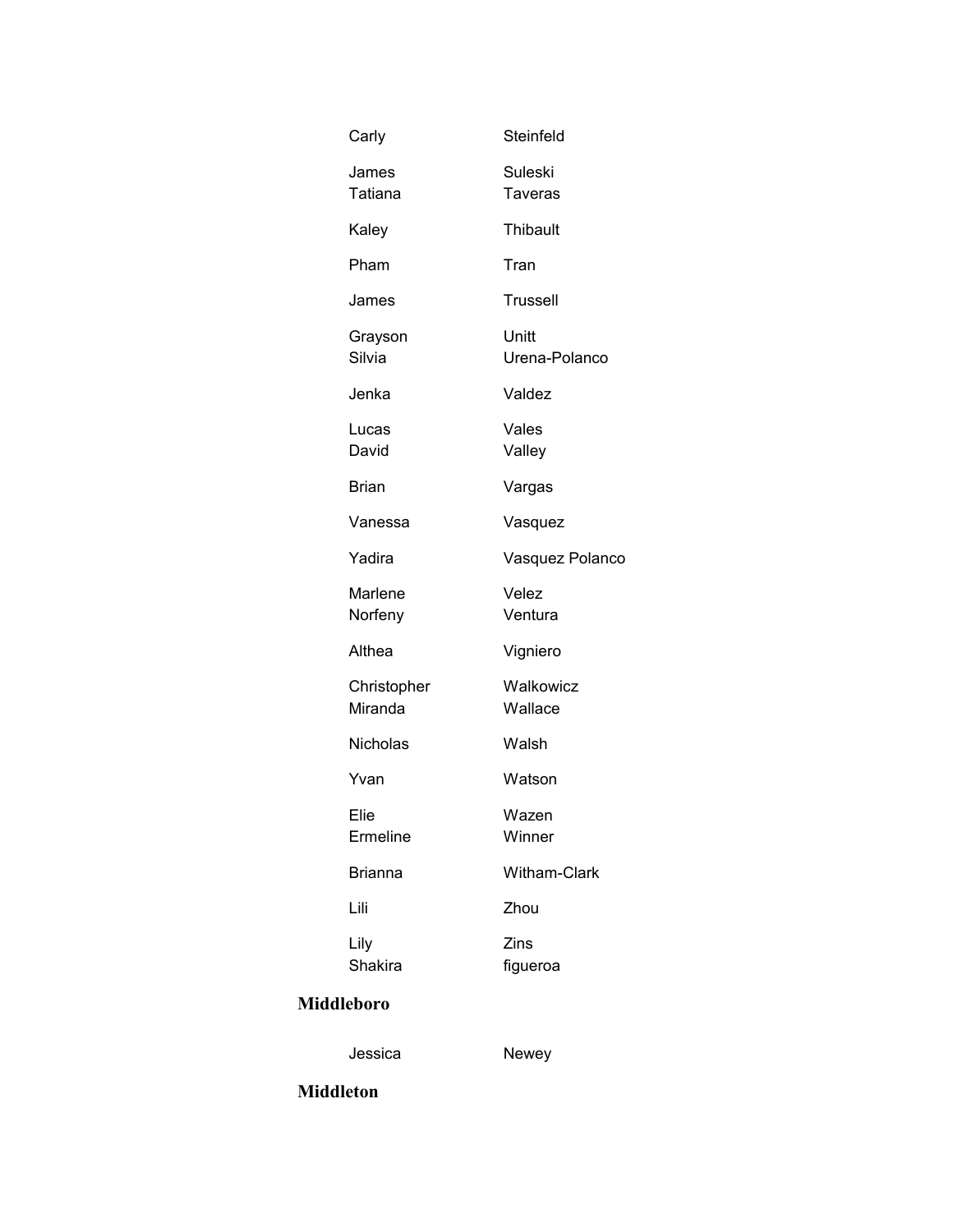Carly Steinfeld

James Suleski
Tatiana Taveras

Kaley Thibault

Pham Tran

James Trussell

Grayson Unitt
Silvia Urena-Polanco

Jenka Valdez

Lucas Vales
David Valley

Brian Vargas

Vanessa Vasquez

Yadira Vasquez Polanco

Marlene Velez
Norfeny Ventura

Althea Vigniero

Christopher Walkowicz
Miranda Wallace

Nicholas Walsh

Yvan Watson

Elie Wazen
Ermeline Winner

Brianna Witham-Clark

Lili Zhou

Lily Zins
Shakira figueroa

**Middleboro**

Jessica Newey

**Middleton**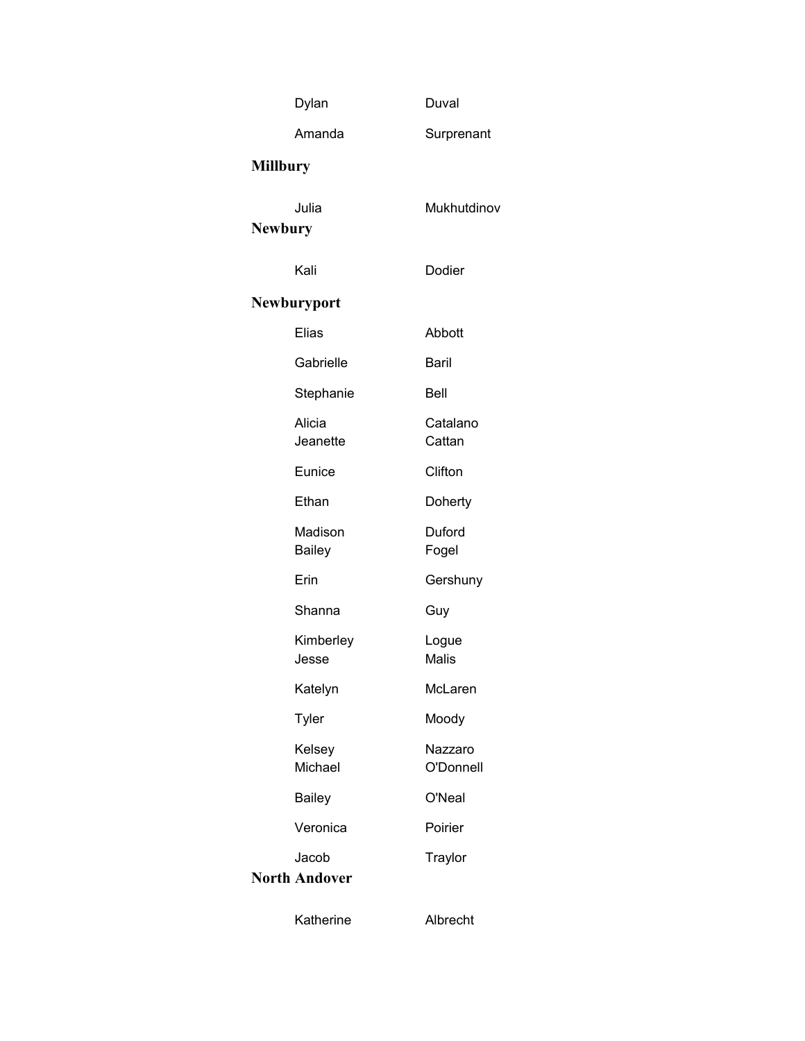| | |
|---|---|
| Dylan | Duval |
| Amanda | Surprenant |

**Millbury**

| | |
|---|---|
| Julia | Mukhutdinov |

**Newbury**

| | |
|---|---|
| Kali | Dodier |

**Newburyport**

| | |
|---|---|
| Elias | Abbott |
| Gabrielle | Baril |
| Stephanie | Bell |
| Alicia | Catalano |
| Jeanette | Cattan |
| Eunice | Clifton |
| Ethan | Doherty |
| Madison | Duford |
| Bailey | Fogel |
| Erin | Gershuny |
| Shanna | Guy |
| Kimberley | Logue |
| Jesse | Malis |
| Katelyn | McLaren |
| Tyler | Moody |
| Kelsey | Nazzaro |
| Michael | O'Donnell |
| Bailey | O'Neal |
| Veronica | Poirier |
| Jacob | Traylor |

**North Andover**

| | |
|---|---|
| Katherine | Albrecht |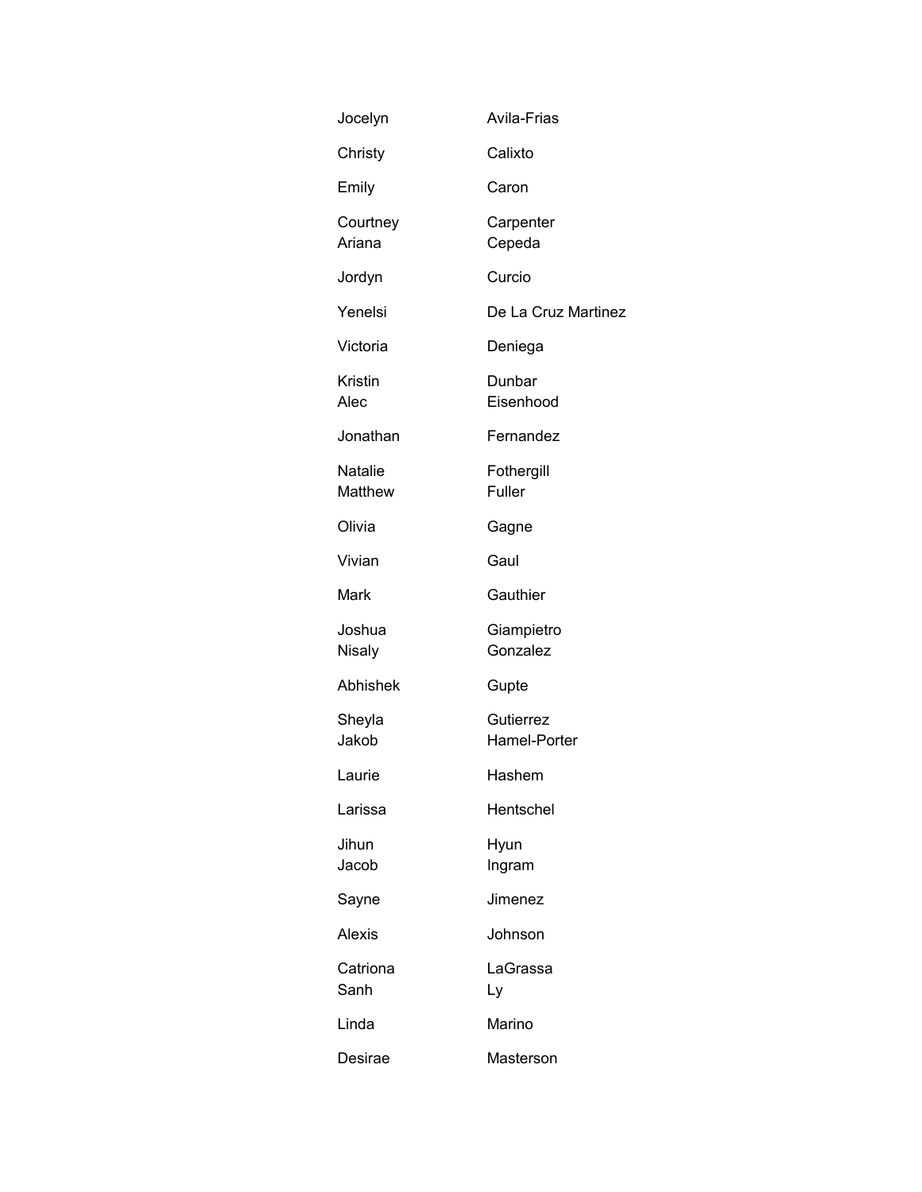| | |
|---|---|
| Jocelyn | Avila-Frias |
| Christy | Calixto |
| Emily | Caron |
| Courtney | Carpenter |
| Ariana | Cepeda |
| Jordyn | Curcio |
| Yenelsi | De La Cruz Martinez |
| Victoria | Deniega |
| Kristin | Dunbar |
| Alec | Eisenhood |
| Jonathan | Fernandez |
| Natalie | Fothergill |
| Matthew | Fuller |
| Olivia | Gagne |
| Vivian | Gaul |
| Mark | Gauthier |
| Joshua | Giampietro |
| Nisaly | Gonzalez |
| Abhishek | Gupte |
| Sheyla | Gutierrez |
| Jakob | Hamel-Porter |
| Laurie | Hashem |
| Larissa | Hentschel |
| Jihun | Hyun |
| Jacob | Ingram |
| Sayne | Jimenez |
| Alexis | Johnson |
| Catriona | LaGrassa |
| Sanh | Ly |
| Linda | Marino |
| Desirae | Masterson |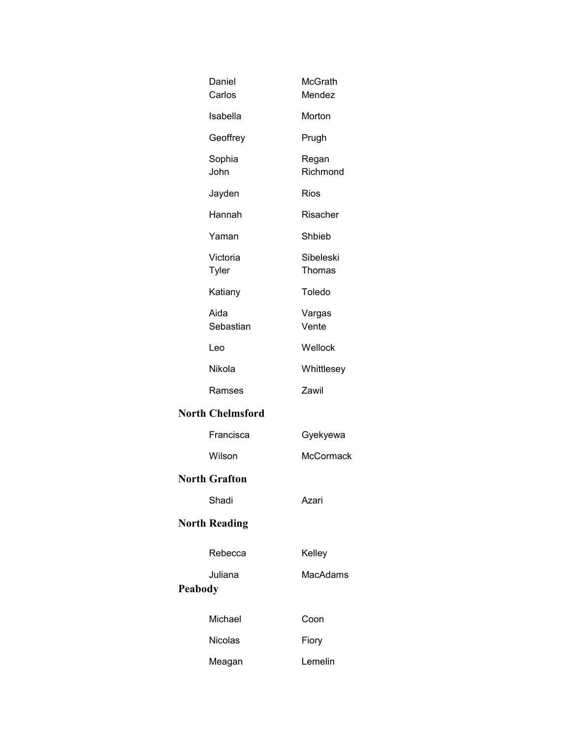| | |
|---|---|
| Daniel | McGrath |
| Carlos | Mendez |
| Isabella | Morton |
| Geoffrey | Prugh |
| Sophia | Regan |
| John | Richmond |
| Jayden | Rios |
| Hannah | Risacher |
| Yaman | Shbieb |
| Victoria | Sibeleski |
| Tyler | Thomas |
| Katiany | Toledo |
| Aida | Vargas |
| Sebastian | Vente |
| Leo | Wellock |
| Nikola | Whittlesey |
| Ramses | Zawil |

**North Chelmsford**

| | |
|---|---|
| Francisca | Gyekyewa |
| Wilson | McCormack |

**North Grafton**

| | |
|---|---|
| Shadi | Azari |

**North Reading**

| | |
|---|---|
| Rebecca | Kelley |
| Juliana | MacAdams |

**Peabody**

| | |
|---|---|
| Michael | Coon |
| Nicolas | Fiory |
| Meagan | Lemelin |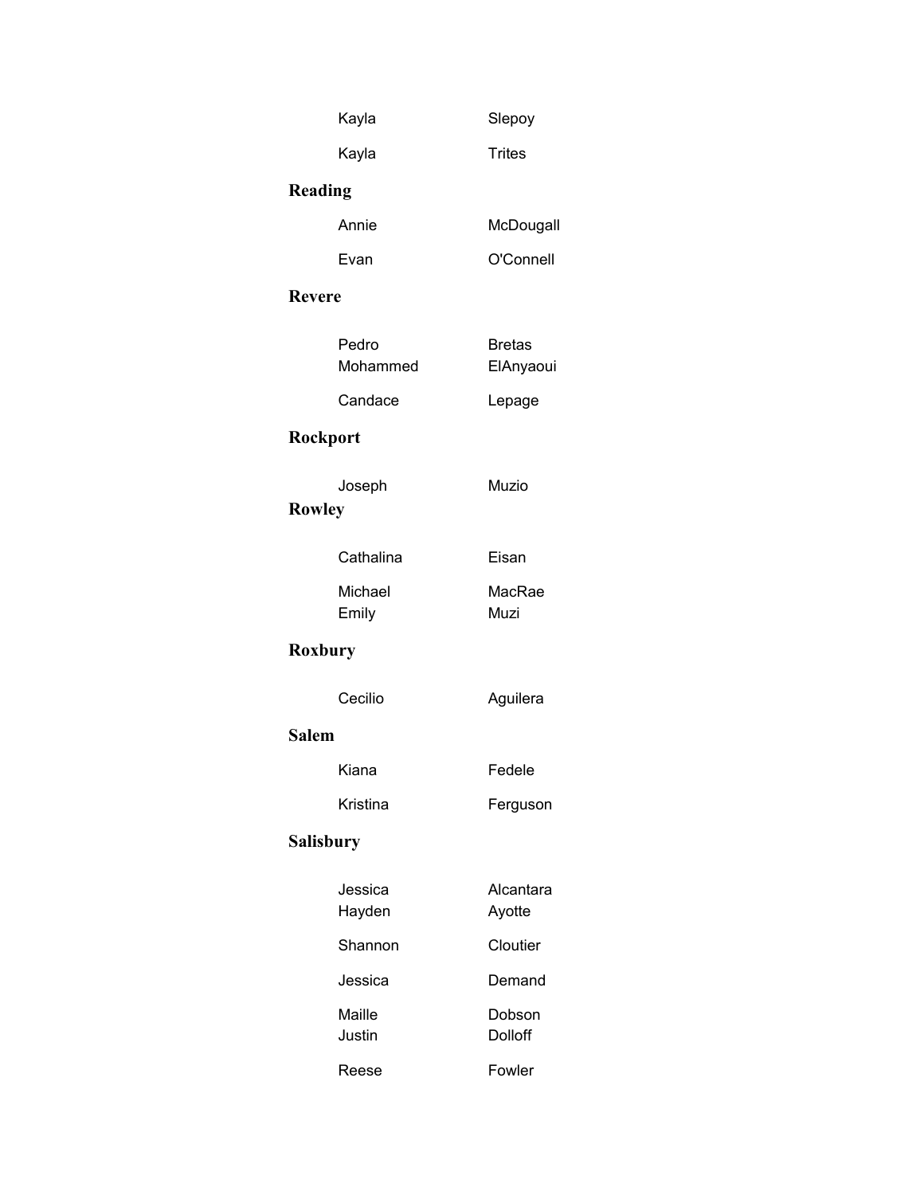| | |
|---|---|
| Kayla | Slepoy |
| Kayla | Trites |

### Reading

| | |
|---|---|
| Annie | McDougall |
| Evan | O'Connell |

### Revere

| | |
|---|---|
| Pedro | Bretas |
| Mohammed | ElAnyaoui |
| Candace | Lepage |

### Rockport

| | |
|---|---|
| Joseph | Muzio |

### Rowley

| | |
|---|---|
| Cathalina | Eisan |
| Michael | MacRae |
| Emily | Muzi |

### Roxbury

| | |
|---|---|
| Cecilio | Aguilera |

### Salem

| | |
|---|---|
| Kiana | Fedele |
| Kristina | Ferguson |

### Salisbury

| | |
|---|---|
| Jessica | Alcantara |
| Hayden | Ayotte |
| Shannon | Cloutier |
| Jessica | Demand |
| Maille | Dobson |
| Justin | Dolloff |
| Reese | Fowler |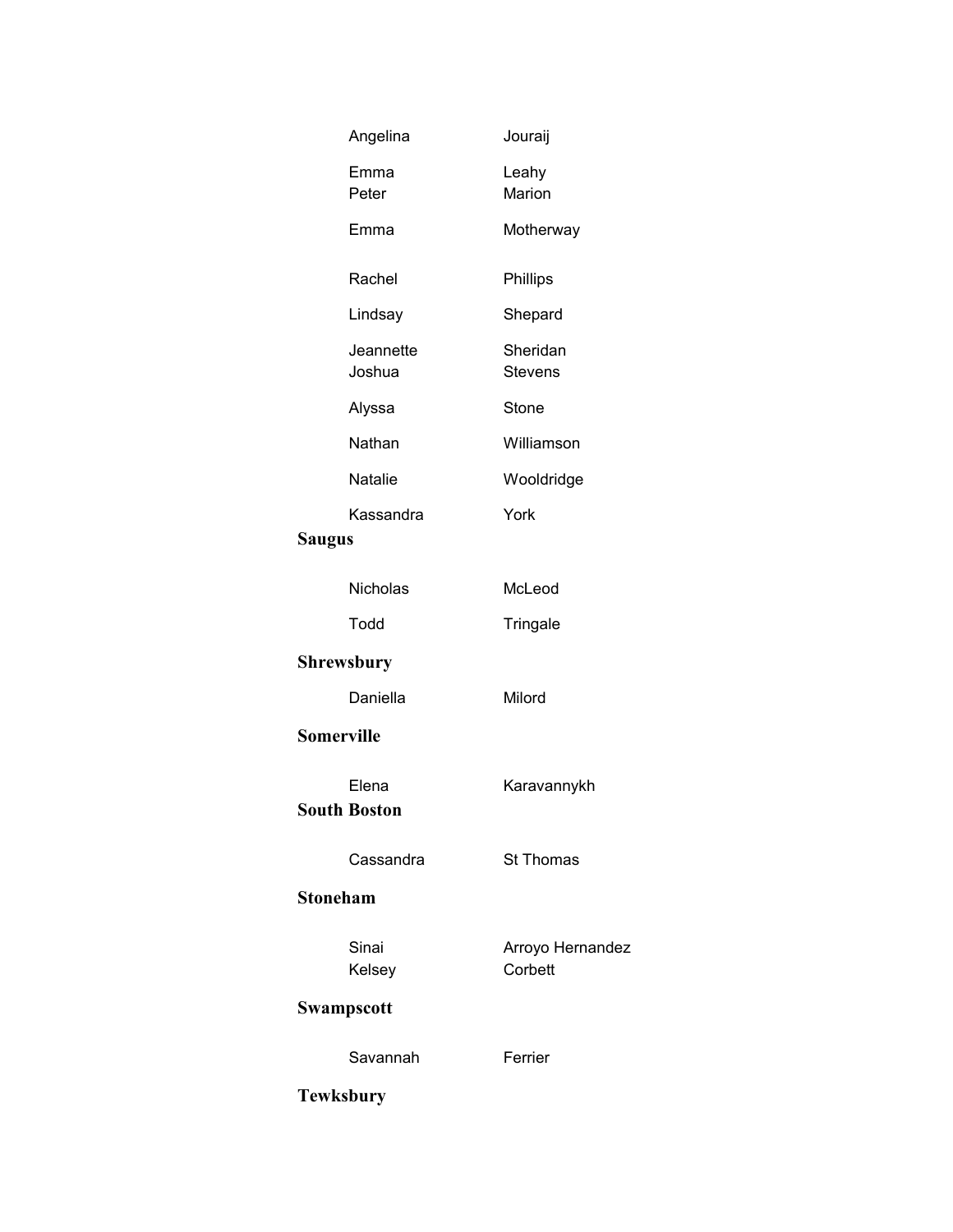| | |
|---|---|
| Angelina | Jouraij |
| Emma | Leahy |
| Peter | Marion |
| Emma | Motherway |
| Rachel | Phillips |
| Lindsay | Shepard |
| Jeannette | Sheridan |
| Joshua | Stevens |
| Alyssa | Stone |
| Nathan | Williamson |
| Natalie | Wooldridge |
| Kassandra | York |

**Saugus**

| | |
|---|---|
| Nicholas | McLeod |
| Todd | Tringale |

**Shrewsbury**

| | |
|---|---|
| Daniella | Milord |

**Somerville**

| | |
|---|---|
| Elena | Karavannykh |

**South Boston**

| | |
|---|---|
| Cassandra | St Thomas |

**Stoneham**

| | |
|---|---|
| Sinai | Arroyo Hernandez |
| Kelsey | Corbett |

**Swampscott**

| | |
|---|---|
| Savannah | Ferrier |

**Tewksbury**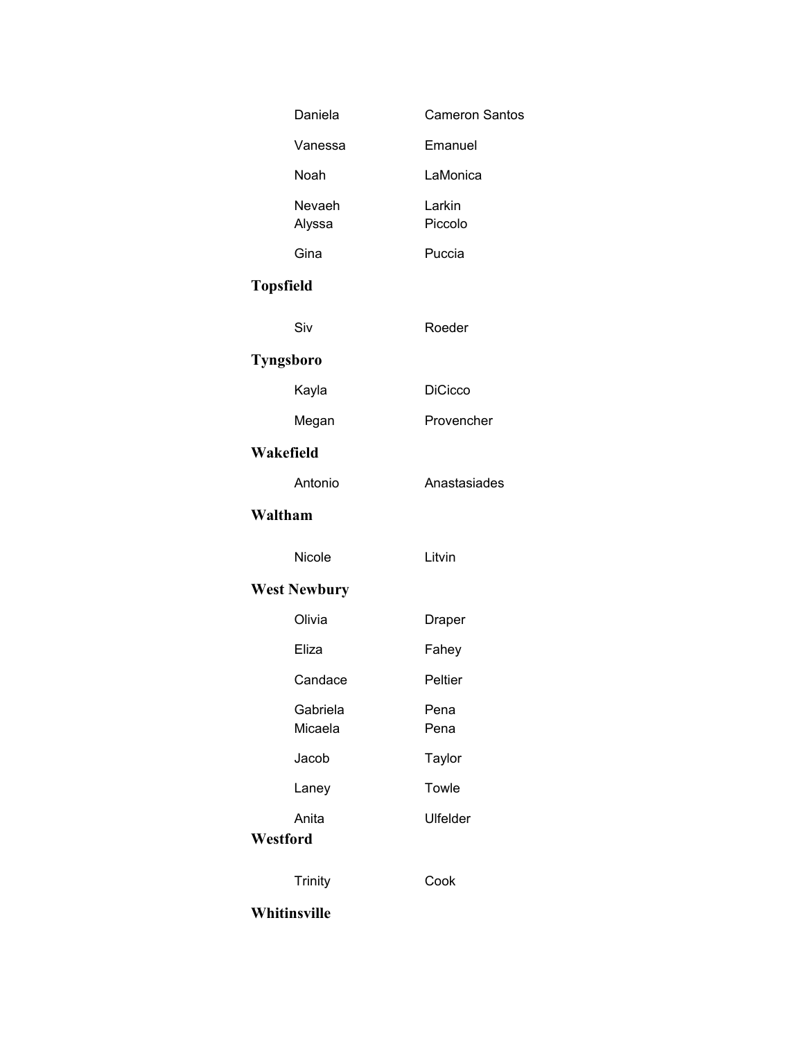Daniela Cameron Santos

Vanessa Emanuel

Noah LaMonica

Nevaeh Larkin
Alyssa Piccolo

Gina Puccia

**Topsfield**

Siv Roeder

**Tyngsboro**

Kayla DiCicco

Megan Provencher

**Wakefield**

Antonio Anastasiades

**Waltham**

Nicole Litvin

**West Newbury**

Olivia Draper

Eliza Fahey

Candace Peltier

Gabriela Pena
Micaela Pena

Jacob Taylor

Laney Towle

Anita Ulfelder

**Westford**

Trinity Cook

**Whitinsville**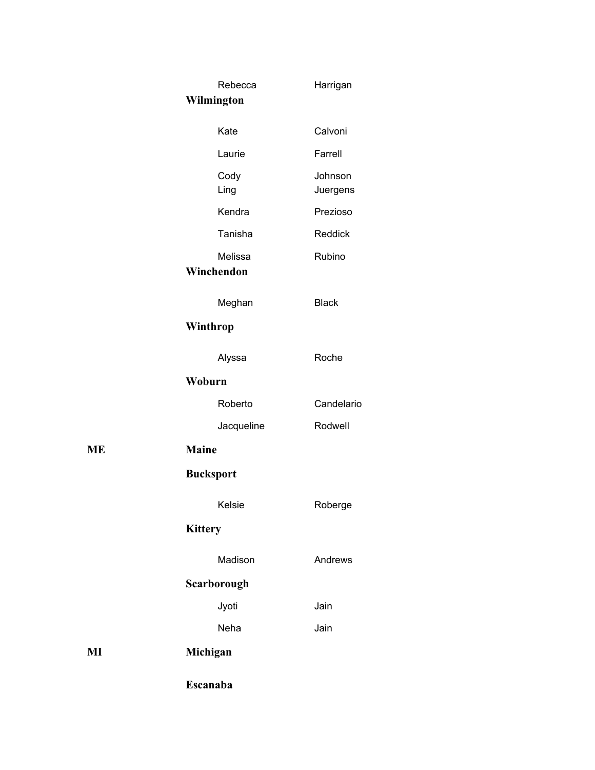| | | First | Last |
|---|---|---|---|
| | | Rebecca | Harrigan |
| | **Wilmington** | | |
| | | Kate | Calvoni |
| | | Laurie | Farrell |
| | | Cody | Johnson |
| | | Ling | Juergens |
| | | Kendra | Prezioso |
| | | Tanisha | Reddick |
| | | Melissa | Rubino |
| | **Winchendon** | | |
| | | Meghan | Black |
| | **Winthrop** | | |
| | | Alyssa | Roche |
| | **Woburn** | | |
| | | Roberto | Candelario |
| | | Jacqueline | Rodwell |
| **ME** | **Maine** | | |
| | **Bucksport** | | |
| | | Kelsie | Roberge |
| | **Kittery** | | |
| | | Madison | Andrews |
| | **Scarborough** | | |
| | | Jyoti | Jain |
| | | Neha | Jain |
| **MI** | **Michigan** | | |
| | **Escanaba** | | |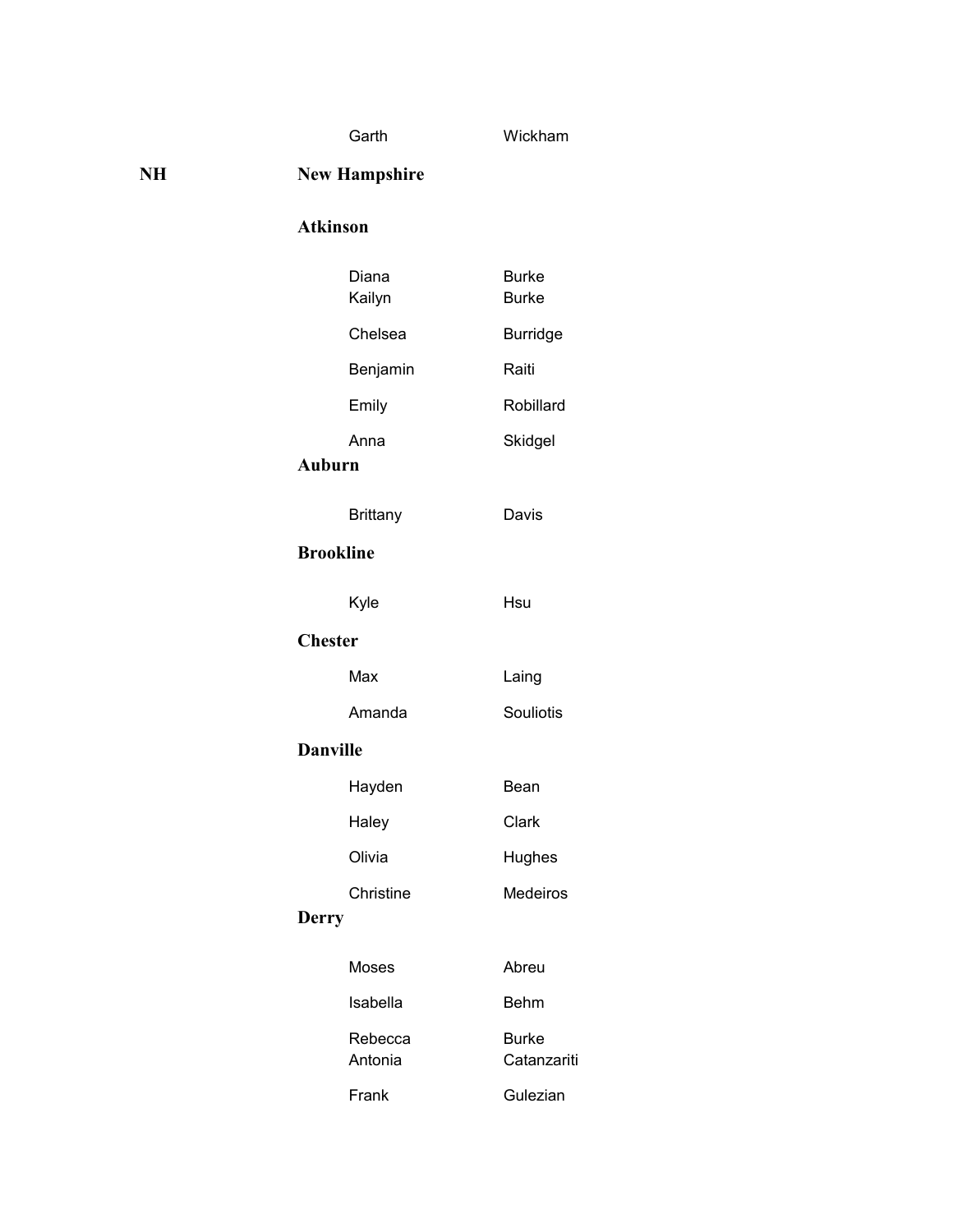| | | First | Last |
|---|---|---|---|
| | | Garth | Wickham |
| **NH** | **New Hampshire** | | |
| | **Atkinson** | | |
| | | Diana | Burke |
| | | Kailyn | Burke |
| | | Chelsea | Burridge |
| | | Benjamin | Raiti |
| | | Emily | Robillard |
| | | Anna | Skidgel |
| | **Auburn** | | |
| | | Brittany | Davis |
| | **Brookline** | | |
| | | Kyle | Hsu |
| | **Chester** | | |
| | | Max | Laing |
| | | Amanda | Souliotis |
| | **Danville** | | |
| | | Hayden | Bean |
| | | Haley | Clark |
| | | Olivia | Hughes |
| | | Christine | Medeiros |
| | **Derry** | | |
| | | Moses | Abreu |
| | | Isabella | Behm |
| | | Rebecca | Burke |
| | | Antonia | Catanzariti |
| | | Frank | Gulezian |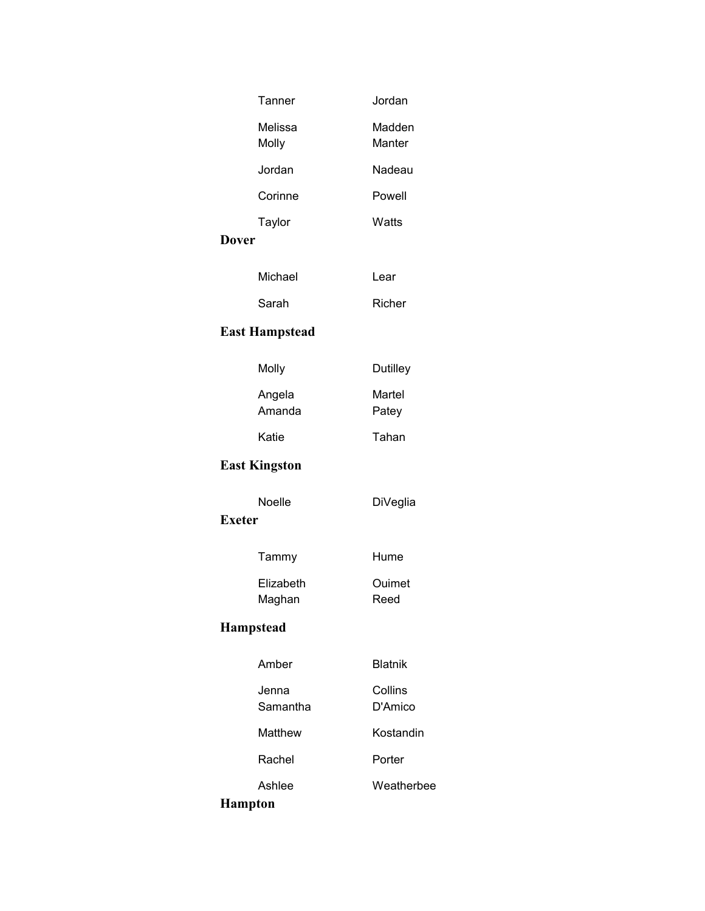| | |
|---|---|
| Tanner | Jordan |
| Melissa | Madden |
| Molly | Manter |
| Jordan | Nadeau |
| Corinne | Powell |
| Taylor | Watts |

**Dover**

| | |
|---|---|
| Michael | Lear |
| Sarah | Richer |

**East Hampstead**

| | |
|---|---|
| Molly | Dutilley |
| Angela | Martel |
| Amanda | Patey |
| Katie | Tahan |

**East Kingston**

| | |
|---|---|
| Noelle | DiVeglia |

**Exeter**

| | |
|---|---|
| Tammy | Hume |
| Elizabeth | Ouimet |
| Maghan | Reed |

**Hampstead**

| | |
|---|---|
| Amber | Blatnik |
| Jenna | Collins |
| Samantha | D'Amico |
| Matthew | Kostandin |
| Rachel | Porter |
| Ashlee | Weatherbee |

**Hampton**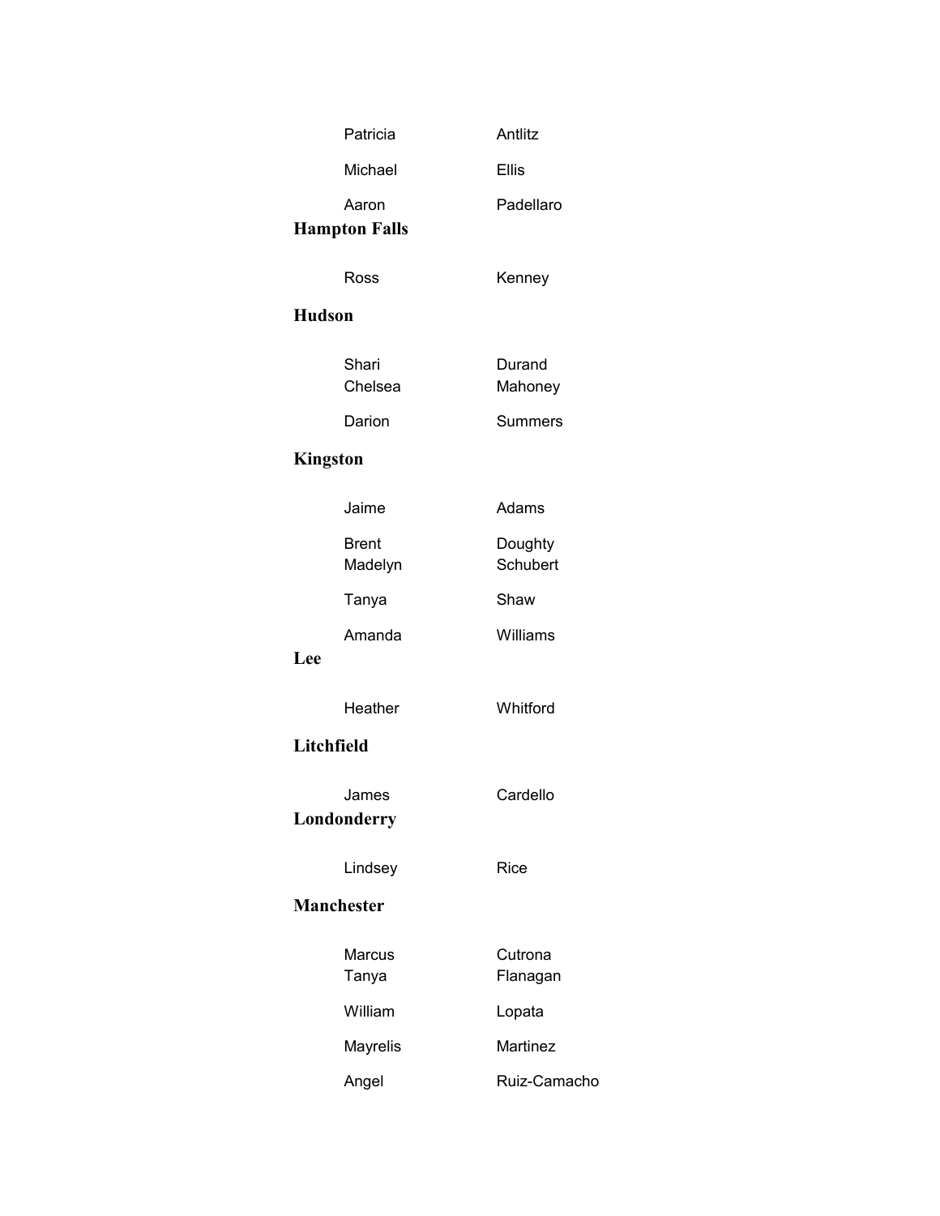| | |
|---|---|
| Patricia | Antlitz |
| Michael | Ellis |
| Aaron | Padellaro |

**Hampton Falls**

| | |
|---|---|
| Ross | Kenney |

**Hudson**

| | |
|---|---|
| Shari | Durand |
| Chelsea | Mahoney |
| Darion | Summers |

**Kingston**

| | |
|---|---|
| Jaime | Adams |
| Brent | Doughty |
| Madelyn | Schubert |
| Tanya | Shaw |
| Amanda | Williams |

**Lee**

| | |
|---|---|
| Heather | Whitford |

**Litchfield**

| | |
|---|---|
| James | Cardello |

**Londonderry**

| | |
|---|---|
| Lindsey | Rice |

**Manchester**

| | |
|---|---|
| Marcus | Cutrona |
| Tanya | Flanagan |
| William | Lopata |
| Mayrelis | Martinez |
| Angel | Ruiz-Camacho |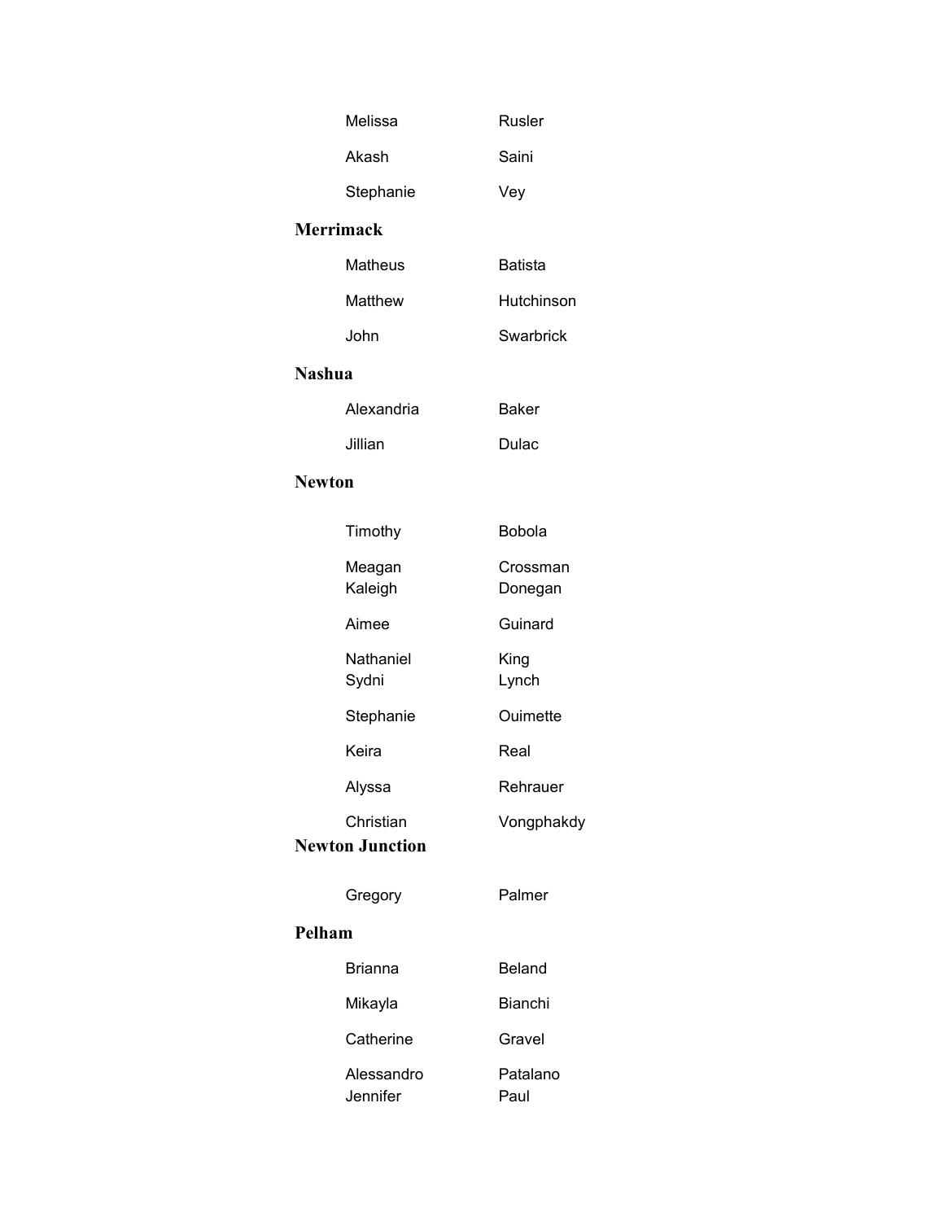| | |
|---|---|
| Melissa | Rusler |
| Akash | Saini |
| Stephanie | Vey |

**Merrimack**

| | |
|---|---|
| Matheus | Batista |
| Matthew | Hutchinson |
| John | Swarbrick |

**Nashua**

| | |
|---|---|
| Alexandria | Baker |
| Jillian | Dulac |

**Newton**

| | |
|---|---|
| Timothy | Bobola |
| Meagan | Crossman |
| Kaleigh | Donegan |
| Aimee | Guinard |
| Nathaniel | King |
| Sydni | Lynch |
| Stephanie | Ouimette |
| Keira | Real |
| Alyssa | Rehrauer |
| Christian | Vongphakdy |

**Newton Junction**

| | |
|---|---|
| Gregory | Palmer |

**Pelham**

| | |
|---|---|
| Brianna | Beland |
| Mikayla | Bianchi |
| Catherine | Gravel |
| Alessandro | Patalano |
| Jennifer | Paul |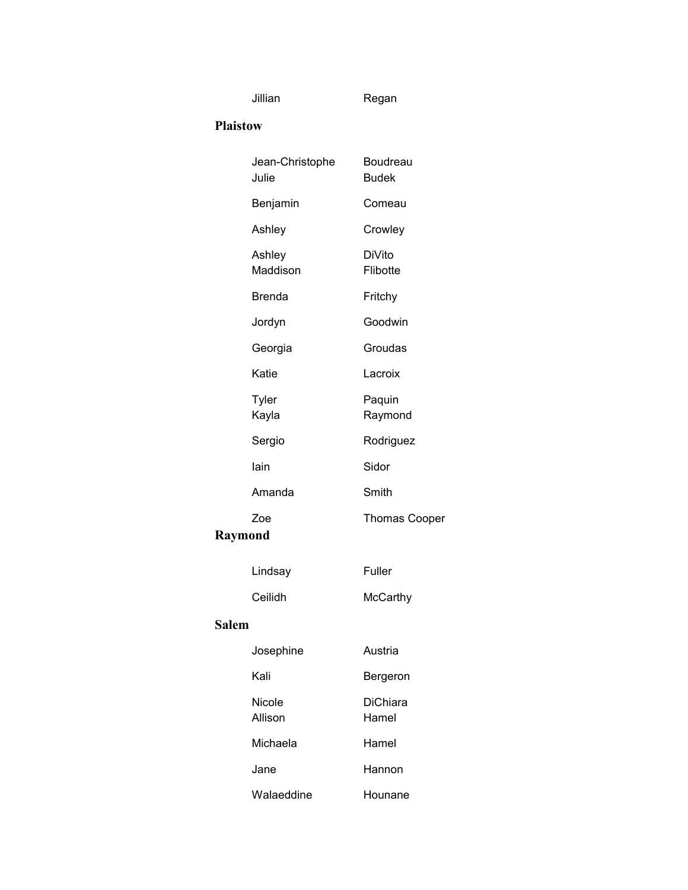| | |
|---|---|
| Jillian | Regan |

**Plaistow**

| | |
|---|---|
| Jean-Christophe | Boudreau |
| Julie | Budek |
| Benjamin | Comeau |
| Ashley | Crowley |
| Ashley | DiVito |
| Maddison | Flibotte |
| Brenda | Fritchy |
| Jordyn | Goodwin |
| Georgia | Groudas |
| Katie | Lacroix |
| Tyler | Paquin |
| Kayla | Raymond |
| Sergio | Rodriguez |
| Iain | Sidor |
| Amanda | Smith |
| Zoe | Thomas Cooper |

**Raymond**

| | |
|---|---|
| Lindsay | Fuller |
| Ceilidh | McCarthy |

**Salem**

| | |
|---|---|
| Josephine | Austria |
| Kali | Bergeron |
| Nicole | DiChiara |
| Allison | Hamel |
| Michaela | Hamel |
| Jane | Hannon |
| Walaeddine | Hounane |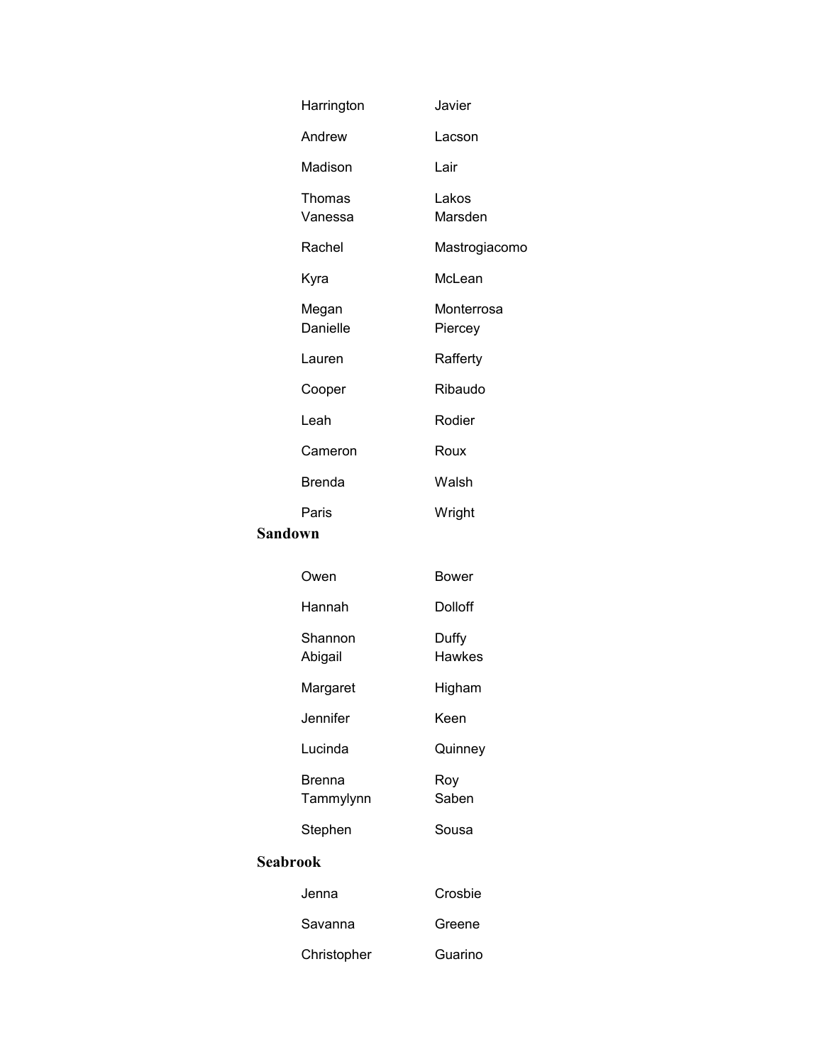| | |
|---|---|
| Harrington | Javier |
| Andrew | Lacson |
| Madison | Lair |
| Thomas | Lakos |
| Vanessa | Marsden |
| Rachel | Mastrogiacomo |
| Kyra | McLean |
| Megan | Monterrosa |
| Danielle | Piercey |
| Lauren | Rafferty |
| Cooper | Ribaudo |
| Leah | Rodier |
| Cameron | Roux |
| Brenda | Walsh |
| Paris | Wright |

**Sandown**

| | |
|---|---|
| Owen | Bower |
| Hannah | Dolloff |
| Shannon | Duffy |
| Abigail | Hawkes |
| Margaret | Higham |
| Jennifer | Keen |
| Lucinda | Quinney |
| Brenna | Roy |
| Tammylynn | Saben |
| Stephen | Sousa |

**Seabrook**

| | |
|---|---|
| Jenna | Crosbie |
| Savanna | Greene |
| Christopher | Guarino |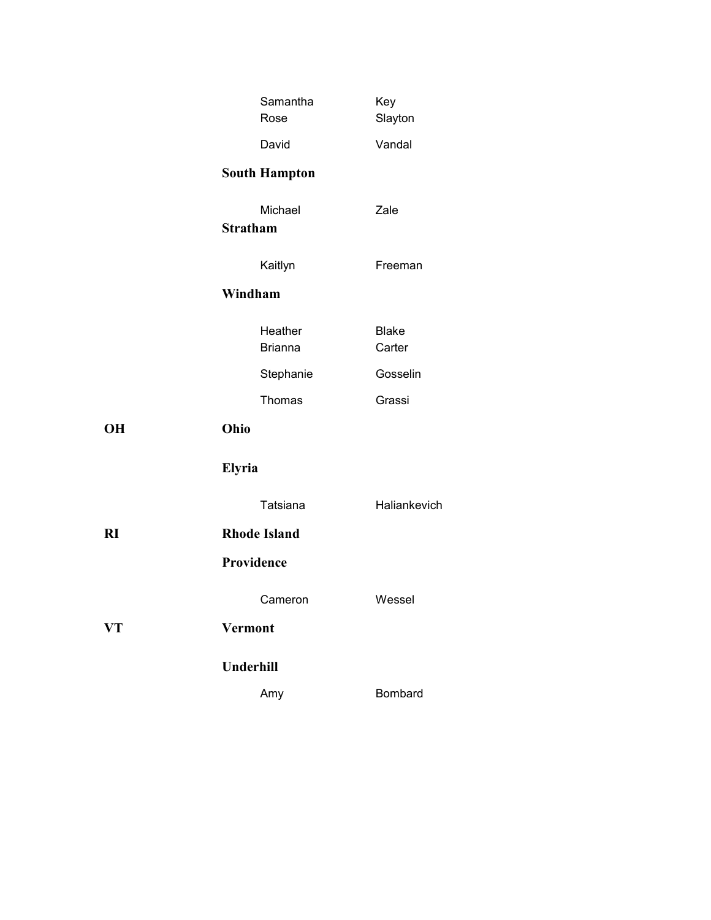| | | First | Last |
|---|---|---|---|
| | | Samantha | Key |
| | | Rose | Slayton |
| | | David | Vandal |
| | **South Hampton** | | |
| | | Michael | Zale |
| | **Stratham** | | |
| | | Kaitlyn | Freeman |
| | **Windham** | | |
| | | Heather | Blake |
| | | Brianna | Carter |
| | | Stephanie | Gosselin |
| | | Thomas | Grassi |
| **OH** | **Ohio** | | |
| | **Elyria** | | |
| | | Tatsiana | Haliankevich |
| **RI** | **Rhode Island** | | |
| | **Providence** | | |
| | | Cameron | Wessel |
| **VT** | **Vermont** | | |
| | **Underhill** | | |
| | | Amy | Bombard |